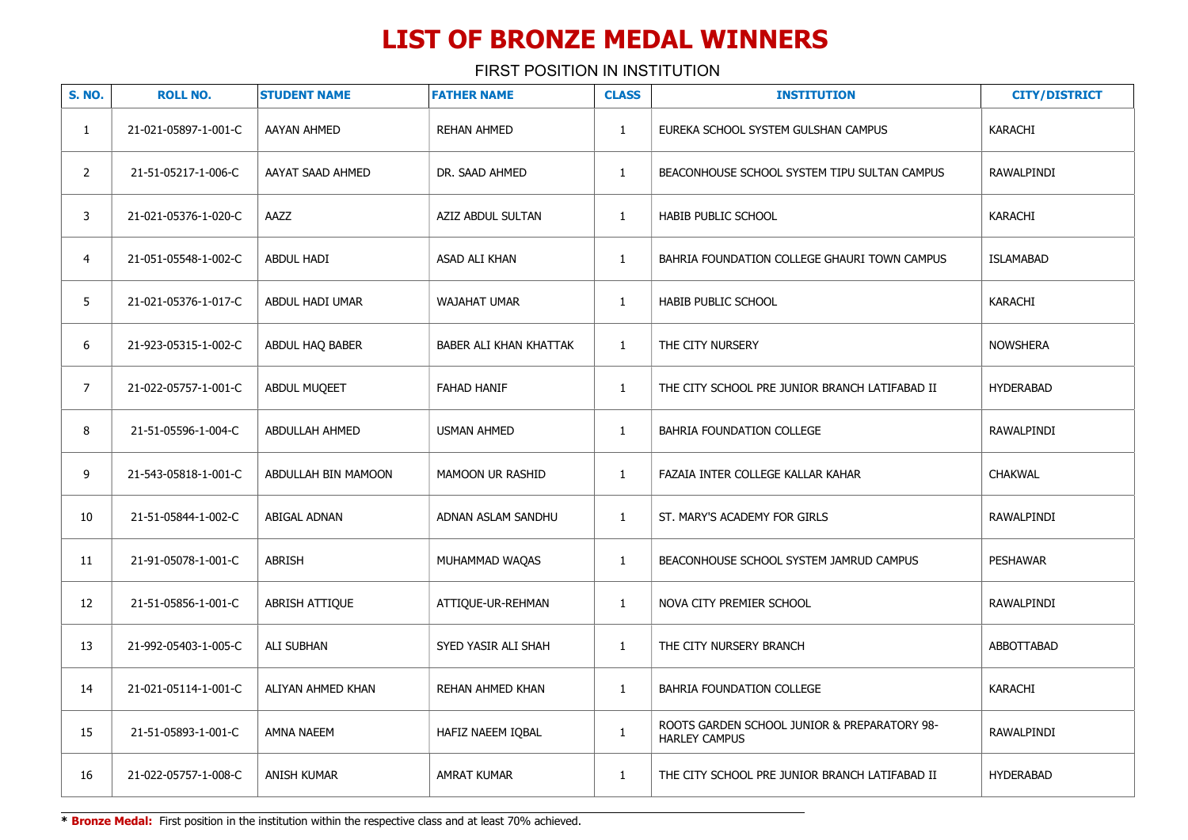# LIST OF BRONZE MEDAL WINNERS

FIRST POSITION IN INSTITUTION

| S. NO. | ROLL NO. | STUDENT NAME | FATHER NAME | CLASS | INSTITUTION | CITY/DISTRICT |
|---|---|---|---|---|---|---|
| 1 | 21-021-05897-1-001-C | AAYAN AHMED | REHAN AHMED | 1 | EUREKA SCHOOL SYSTEM GULSHAN CAMPUS | KARACHI |
| 2 | 21-51-05217-1-006-C | AAYAT SAAD AHMED | DR. SAAD AHMED | 1 | BEACONHOUSE SCHOOL SYSTEM TIPU SULTAN CAMPUS | RAWALPINDI |
| 3 | 21-021-05376-1-020-C | AAZZ | AZIZ ABDUL SULTAN | 1 | HABIB PUBLIC SCHOOL | KARACHI |
| 4 | 21-051-05548-1-002-C | ABDUL HADI | ASAD ALI KHAN | 1 | BAHRIA FOUNDATION COLLEGE GHAURI TOWN CAMPUS | ISLAMABAD |
| 5 | 21-021-05376-1-017-C | ABDUL HADI UMAR | WAJAHAT UMAR | 1 | HABIB PUBLIC SCHOOL | KARACHI |
| 6 | 21-923-05315-1-002-C | ABDUL HAQ BABER | BABER ALI KHAN KHATTAK | 1 | THE CITY NURSERY | NOWSHERA |
| 7 | 21-022-05757-1-001-C | ABDUL MUQEET | FAHAD HANIF | 1 | THE CITY SCHOOL PRE JUNIOR BRANCH LATIFABAD II | HYDERABAD |
| 8 | 21-51-05596-1-004-C | ABDULLAH AHMED | USMAN AHMED | 1 | BAHRIA FOUNDATION COLLEGE | RAWALPINDI |
| 9 | 21-543-05818-1-001-C | ABDULLAH BIN MAMOON | MAMOON UR RASHID | 1 | FAZAIA INTER COLLEGE KALLAR KAHAR | CHAKWAL |
| 10 | 21-51-05844-1-002-C | ABIGAL ADNAN | ADNAN ASLAM SANDHU | 1 | ST. MARY'S ACADEMY FOR GIRLS | RAWALPINDI |
| 11 | 21-91-05078-1-001-C | ABRISH | MUHAMMAD WAQAS | 1 | BEACONHOUSE SCHOOL SYSTEM JAMRUD CAMPUS | PESHAWAR |
| 12 | 21-51-05856-1-001-C | ABRISH ATTIQUE | ATTIQUE-UR-REHMAN | 1 | NOVA CITY PREMIER SCHOOL | RAWALPINDI |
| 13 | 21-992-05403-1-005-C | ALI SUBHAN | SYED YASIR ALI SHAH | 1 | THE CITY NURSERY BRANCH | ABBOTTABAD |
| 14 | 21-021-05114-1-001-C | ALIYAN AHMED KHAN | REHAN AHMED KHAN | 1 | BAHRIA FOUNDATION COLLEGE | KARACHI |
| 15 | 21-51-05893-1-001-C | AMNA NAEEM | HAFIZ NAEEM IQBAL | 1 | ROOTS GARDEN SCHOOL JUNIOR & PREPARATORY 98-HARLEY CAMPUS | RAWALPINDI |
| 16 | 21-022-05757-1-008-C | ANISH KUMAR | AMRAT KUMAR | 1 | THE CITY SCHOOL PRE JUNIOR BRANCH LATIFABAD II | HYDERABAD |

* **Bronze Medal:** First position in the institution within the respective class and at least 70% achieved.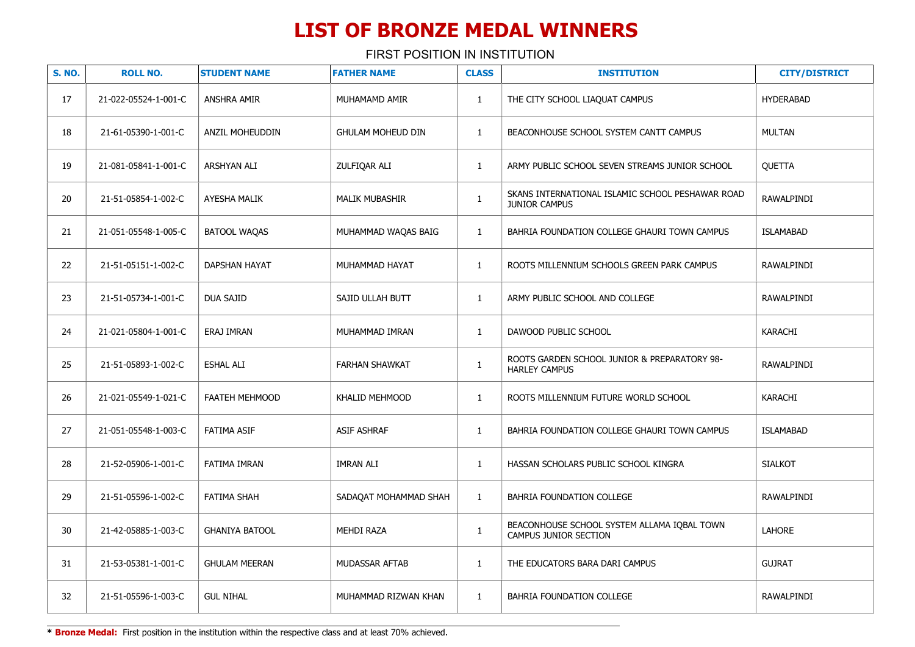# LIST OF BRONZE MEDAL WINNERS

FIRST POSITION IN INSTITUTION

| S. NO. | ROLL NO. | STUDENT NAME | FATHER NAME | CLASS | INSTITUTION | CITY/DISTRICT |
|---|---|---|---|---|---|---|
| 17 | 21-022-05524-1-001-C | ANSHRA AMIR | MUHAMAMD AMIR | 1 | THE CITY SCHOOL LIAQUAT CAMPUS | HYDERABAD |
| 18 | 21-61-05390-1-001-C | ANZIL MOHEUDDIN | GHULAM MOHEUD DIN | 1 | BEACONHOUSE SCHOOL SYSTEM CANTT CAMPUS | MULTAN |
| 19 | 21-081-05841-1-001-C | ARSHYAN ALI | ZULFIQAR ALI | 1 | ARMY PUBLIC SCHOOL SEVEN STREAMS JUNIOR SCHOOL | QUETTA |
| 20 | 21-51-05854-1-002-C | AYESHA MALIK | MALIK MUBASHIR | 1 | SKANS INTERNATIONAL ISLAMIC SCHOOL PESHAWAR ROAD JUNIOR CAMPUS | RAWALPINDI |
| 21 | 21-051-05548-1-005-C | BATOOL WAQAS | MUHAMMAD WAQAS BAIG | 1 | BAHRIA FOUNDATION COLLEGE GHAURI TOWN CAMPUS | ISLAMABAD |
| 22 | 21-51-05151-1-002-C | DAPSHAN HAYAT | MUHAMMAD HAYAT | 1 | ROOTS MILLENNIUM SCHOOLS GREEN PARK CAMPUS | RAWALPINDI |
| 23 | 21-51-05734-1-001-C | DUA SAJID | SAJID ULLAH BUTT | 1 | ARMY PUBLIC SCHOOL AND COLLEGE | RAWALPINDI |
| 24 | 21-021-05804-1-001-C | ERAJ IMRAN | MUHAMMAD IMRAN | 1 | DAWOOD PUBLIC SCHOOL | KARACHI |
| 25 | 21-51-05893-1-002-C | ESHAL ALI | FARHAN SHAWKAT | 1 | ROOTS GARDEN SCHOOL JUNIOR & PREPARATORY 98-HARLEY CAMPUS | RAWALPINDI |
| 26 | 21-021-05549-1-021-C | FAATEH MEHMOOD | KHALID MEHMOOD | 1 | ROOTS MILLENNIUM FUTURE WORLD SCHOOL | KARACHI |
| 27 | 21-051-05548-1-003-C | FATIMA ASIF | ASIF ASHRAF | 1 | BAHRIA FOUNDATION COLLEGE GHAURI TOWN CAMPUS | ISLAMABAD |
| 28 | 21-52-05906-1-001-C | FATIMA IMRAN | IMRAN ALI | 1 | HASSAN SCHOLARS PUBLIC SCHOOL KINGRA | SIALKOT |
| 29 | 21-51-05596-1-002-C | FATIMA SHAH | SADAQAT MOHAMMAD SHAH | 1 | BAHRIA FOUNDATION COLLEGE | RAWALPINDI |
| 30 | 21-42-05885-1-003-C | GHANIYA BATOOL | MEHDI RAZA | 1 | BEACONHOUSE SCHOOL SYSTEM ALLAMA IQBAL TOWN CAMPUS JUNIOR SECTION | LAHORE |
| 31 | 21-53-05381-1-001-C | GHULAM MEERAN | MUDASSAR AFTAB | 1 | THE EDUCATORS BARA DARI CAMPUS | GUJRAT |
| 32 | 21-51-05596-1-003-C | GUL NIHAL | MUHAMMAD RIZWAN KHAN | 1 | BAHRIA FOUNDATION COLLEGE | RAWALPINDI |

\* **Bronze Medal:** First position in the institution within the respective class and at least 70% achieved.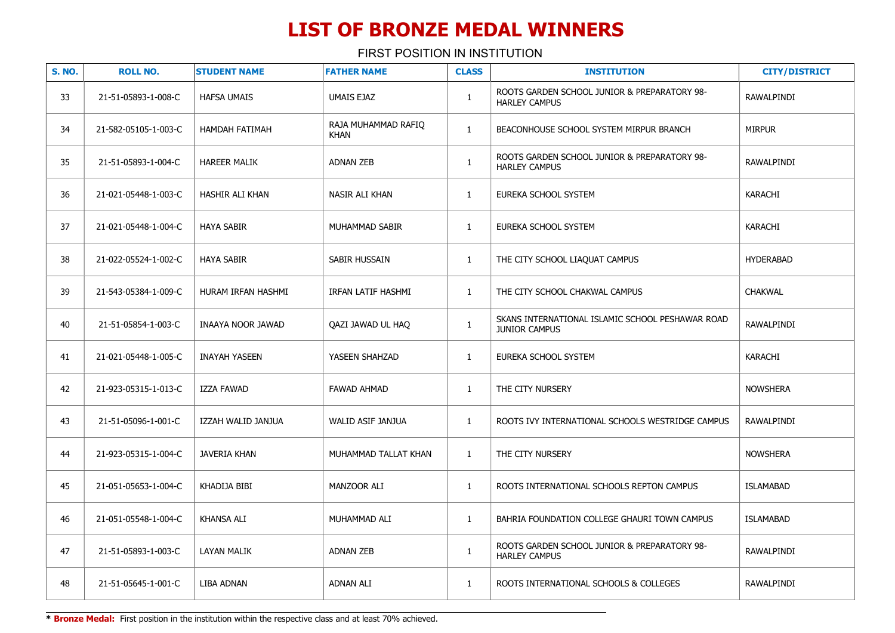# LIST OF BRONZE MEDAL WINNERS

FIRST POSITION IN INSTITUTION

| S. NO. | ROLL NO. | STUDENT NAME | FATHER NAME | CLASS | INSTITUTION | CITY/DISTRICT |
|---|---|---|---|---|---|---|
| 33 | 21-51-05893-1-008-C | HAFSA UMAIS | UMAIS EJAZ | 1 | ROOTS GARDEN SCHOOL JUNIOR & PREPARATORY 98-HARLEY CAMPUS | RAWALPINDI |
| 34 | 21-582-05105-1-003-C | HAMDAH FATIMAH | RAJA MUHAMMAD RAFIQ KHAN | 1 | BEACONHOUSE SCHOOL SYSTEM MIRPUR BRANCH | MIRPUR |
| 35 | 21-51-05893-1-004-C | HAREER MALIK | ADNAN ZEB | 1 | ROOTS GARDEN SCHOOL JUNIOR & PREPARATORY 98-HARLEY CAMPUS | RAWALPINDI |
| 36 | 21-021-05448-1-003-C | HASHIR ALI KHAN | NASIR ALI KHAN | 1 | EUREKA SCHOOL SYSTEM | KARACHI |
| 37 | 21-021-05448-1-004-C | HAYA SABIR | MUHAMMAD SABIR | 1 | EUREKA SCHOOL SYSTEM | KARACHI |
| 38 | 21-022-05524-1-002-C | HAYA SABIR | SABIR HUSSAIN | 1 | THE CITY SCHOOL LIAQUAT CAMPUS | HYDERABAD |
| 39 | 21-543-05384-1-009-C | HURAM IRFAN HASHMI | IRFAN LATIF HASHMI | 1 | THE CITY SCHOOL CHAKWAL CAMPUS | CHAKWAL |
| 40 | 21-51-05854-1-003-C | INAAYA NOOR JAWAD | QAZI JAWAD UL HAQ | 1 | SKANS INTERNATIONAL ISLAMIC SCHOOL PESHAWAR ROAD JUNIOR CAMPUS | RAWALPINDI |
| 41 | 21-021-05448-1-005-C | INAYAH YASEEN | YASEEN SHAHZAD | 1 | EUREKA SCHOOL SYSTEM | KARACHI |
| 42 | 21-923-05315-1-013-C | IZZA FAWAD | FAWAD AHMAD | 1 | THE CITY NURSERY | NOWSHERA |
| 43 | 21-51-05096-1-001-C | IZZAH WALID JANJUA | WALID ASIF JANJUA | 1 | ROOTS IVY INTERNATIONAL SCHOOLS WESTRIDGE CAMPUS | RAWALPINDI |
| 44 | 21-923-05315-1-004-C | JAVERIA KHAN | MUHAMMAD TALLAT KHAN | 1 | THE CITY NURSERY | NOWSHERA |
| 45 | 21-051-05653-1-004-C | KHADIJA BIBI | MANZOOR ALI | 1 | ROOTS INTERNATIONAL SCHOOLS REPTON CAMPUS | ISLAMABAD |
| 46 | 21-051-05548-1-004-C | KHANSA ALI | MUHAMMAD ALI | 1 | BAHRIA FOUNDATION COLLEGE GHAURI TOWN CAMPUS | ISLAMABAD |
| 47 | 21-51-05893-1-003-C | LAYAN MALIK | ADNAN ZEB | 1 | ROOTS GARDEN SCHOOL JUNIOR & PREPARATORY 98-HARLEY CAMPUS | RAWALPINDI |
| 48 | 21-51-05645-1-001-C | LIBA ADNAN | ADNAN ALI | 1 | ROOTS INTERNATIONAL SCHOOLS & COLLEGES | RAWALPINDI |

* **Bronze Medal:** First position in the institution within the respective class and at least 70% achieved.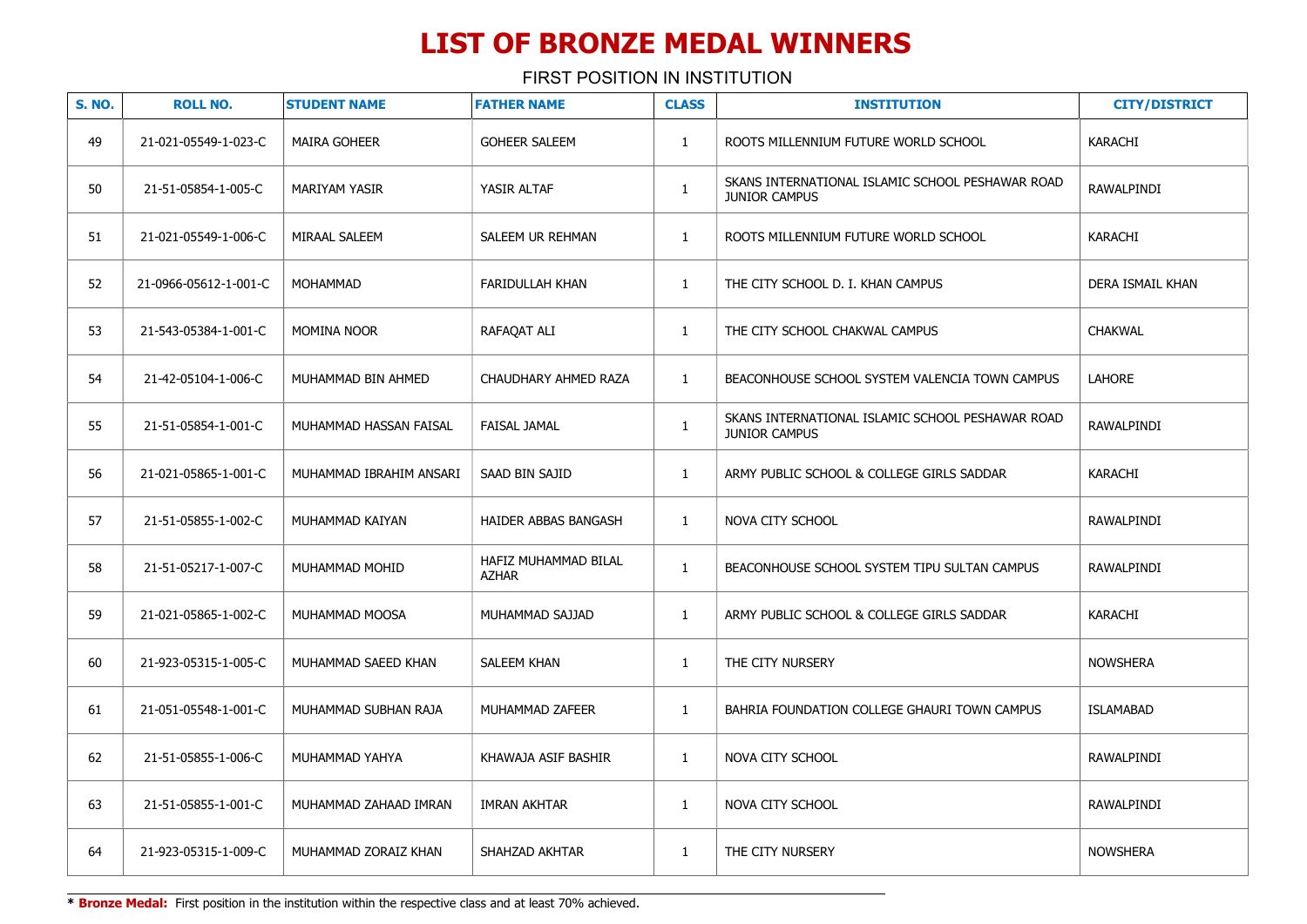# LIST OF BRONZE MEDAL WINNERS

FIRST POSITION IN INSTITUTION

| S. NO. | ROLL NO. | STUDENT NAME | FATHER NAME | CLASS | INSTITUTION | CITY/DISTRICT |
|---|---|---|---|---|---|---|
| 49 | 21-021-05549-1-023-C | MAIRA GOHEER | GOHEER SALEEM | 1 | ROOTS MILLENNIUM FUTURE WORLD SCHOOL | KARACHI |
| 50 | 21-51-05854-1-005-C | MARIYAM YASIR | YASIR ALTAF | 1 | SKANS INTERNATIONAL ISLAMIC SCHOOL PESHAWAR ROAD JUNIOR CAMPUS | RAWALPINDI |
| 51 | 21-021-05549-1-006-C | MIRAAL SALEEM | SALEEM UR REHMAN | 1 | ROOTS MILLENNIUM FUTURE WORLD SCHOOL | KARACHI |
| 52 | 21-0966-05612-1-001-C | MOHAMMAD | FARIDULLAH KHAN | 1 | THE CITY SCHOOL D. I. KHAN CAMPUS | DERA ISMAIL KHAN |
| 53 | 21-543-05384-1-001-C | MOMINA NOOR | RAFAQAT ALI | 1 | THE CITY SCHOOL CHAKWAL CAMPUS | CHAKWAL |
| 54 | 21-42-05104-1-006-C | MUHAMMAD BIN AHMED | CHAUDHARY AHMED RAZA | 1 | BEACONHOUSE SCHOOL SYSTEM VALENCIA TOWN CAMPUS | LAHORE |
| 55 | 21-51-05854-1-001-C | MUHAMMAD HASSAN FAISAL | FAISAL JAMAL | 1 | SKANS INTERNATIONAL ISLAMIC SCHOOL PESHAWAR ROAD JUNIOR CAMPUS | RAWALPINDI |
| 56 | 21-021-05865-1-001-C | MUHAMMAD IBRAHIM ANSARI | SAAD BIN SAJID | 1 | ARMY PUBLIC SCHOOL & COLLEGE GIRLS SADDAR | KARACHI |
| 57 | 21-51-05855-1-002-C | MUHAMMAD KAIYAN | HAIDER ABBAS BANGASH | 1 | NOVA CITY SCHOOL | RAWALPINDI |
| 58 | 21-51-05217-1-007-C | MUHAMMAD MOHID | HAFIZ MUHAMMAD BILAL AZHAR | 1 | BEACONHOUSE SCHOOL SYSTEM TIPU SULTAN CAMPUS | RAWALPINDI |
| 59 | 21-021-05865-1-002-C | MUHAMMAD MOOSA | MUHAMMAD SAJJAD | 1 | ARMY PUBLIC SCHOOL & COLLEGE GIRLS SADDAR | KARACHI |
| 60 | 21-923-05315-1-005-C | MUHAMMAD SAEED KHAN | SALEEM KHAN | 1 | THE CITY NURSERY | NOWSHERA |
| 61 | 21-051-05548-1-001-C | MUHAMMAD SUBHAN RAJA | MUHAMMAD ZAFEER | 1 | BAHRIA FOUNDATION COLLEGE GHAURI TOWN CAMPUS | ISLAMABAD |
| 62 | 21-51-05855-1-006-C | MUHAMMAD YAHYA | KHAWAJA ASIF BASHIR | 1 | NOVA CITY SCHOOL | RAWALPINDI |
| 63 | 21-51-05855-1-001-C | MUHAMMAD ZAHAAD IMRAN | IMRAN AKHTAR | 1 | NOVA CITY SCHOOL | RAWALPINDI |
| 64 | 21-923-05315-1-009-C | MUHAMMAD ZORAIZ KHAN | SHAHZAD AKHTAR | 1 | THE CITY NURSERY | NOWSHERA |

**\* Bronze Medal:** First position in the institution within the respective class and at least 70% achieved.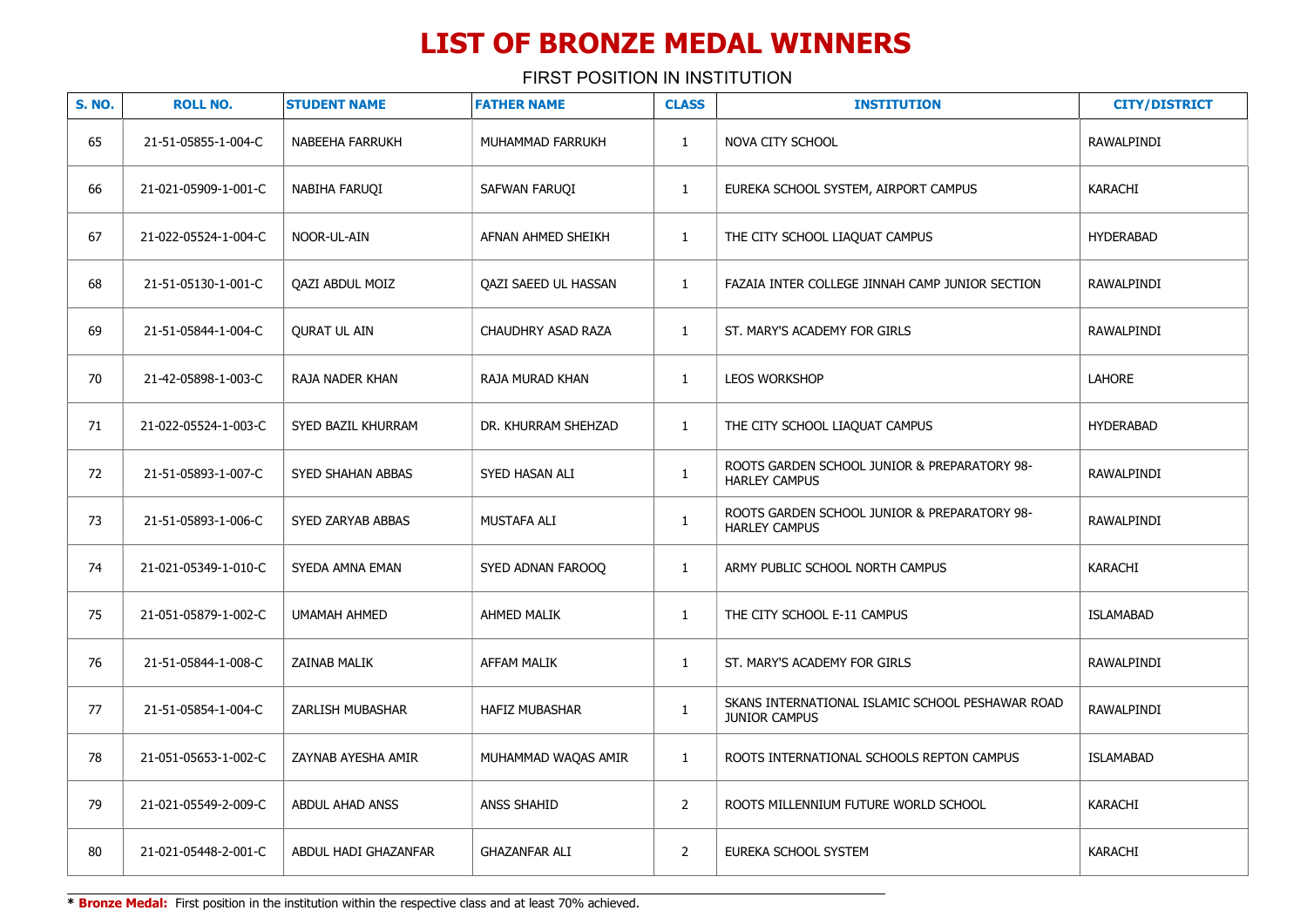# LIST OF BRONZE MEDAL WINNERS

FIRST POSITION IN INSTITUTION

| S. NO. | ROLL NO. | STUDENT NAME | FATHER NAME | CLASS | INSTITUTION | CITY/DISTRICT |
|---|---|---|---|---|---|---|
| 65 | 21-51-05855-1-004-C | NABEEHA FARRUKH | MUHAMMAD FARRUKH | 1 | NOVA CITY SCHOOL | RAWALPINDI |
| 66 | 21-021-05909-1-001-C | NABIHA FARUQI | SAFWAN FARUQI | 1 | EUREKA SCHOOL SYSTEM, AIRPORT CAMPUS | KARACHI |
| 67 | 21-022-05524-1-004-C | NOOR-UL-AIN | AFNAN AHMED SHEIKH | 1 | THE CITY SCHOOL LIAQUAT CAMPUS | HYDERABAD |
| 68 | 21-51-05130-1-001-C | QAZI ABDUL MOIZ | QAZI SAEED UL HASSAN | 1 | FAZAIA INTER COLLEGE JINNAH CAMP JUNIOR SECTION | RAWALPINDI |
| 69 | 21-51-05844-1-004-C | QURAT UL AIN | CHAUDHRY ASAD RAZA | 1 | ST. MARY'S ACADEMY FOR GIRLS | RAWALPINDI |
| 70 | 21-42-05898-1-003-C | RAJA NADER KHAN | RAJA MURAD KHAN | 1 | LEOS WORKSHOP | LAHORE |
| 71 | 21-022-05524-1-003-C | SYED BAZIL KHURRAM | DR. KHURRAM SHEHZAD | 1 | THE CITY SCHOOL LIAQUAT CAMPUS | HYDERABAD |
| 72 | 21-51-05893-1-007-C | SYED SHAHAN ABBAS | SYED HASAN ALI | 1 | ROOTS GARDEN SCHOOL JUNIOR & PREPARATORY 98-HARLEY CAMPUS | RAWALPINDI |
| 73 | 21-51-05893-1-006-C | SYED ZARYAB ABBAS | MUSTAFA ALI | 1 | ROOTS GARDEN SCHOOL JUNIOR & PREPARATORY 98-HARLEY CAMPUS | RAWALPINDI |
| 74 | 21-021-05349-1-010-C | SYEDA AMNA EMAN | SYED ADNAN FAROOQ | 1 | ARMY PUBLIC SCHOOL NORTH CAMPUS | KARACHI |
| 75 | 21-051-05879-1-002-C | UMAMAH AHMED | AHMED MALIK | 1 | THE CITY SCHOOL E-11 CAMPUS | ISLAMABAD |
| 76 | 21-51-05844-1-008-C | ZAINAB MALIK | AFFAM MALIK | 1 | ST. MARY'S ACADEMY FOR GIRLS | RAWALPINDI |
| 77 | 21-51-05854-1-004-C | ZARLISH MUBASHAR | HAFIZ MUBASHAR | 1 | SKANS INTERNATIONAL ISLAMIC SCHOOL PESHAWAR ROAD JUNIOR CAMPUS | RAWALPINDI |
| 78 | 21-051-05653-1-002-C | ZAYNAB AYESHA AMIR | MUHAMMAD WAQAS AMIR | 1 | ROOTS INTERNATIONAL SCHOOLS REPTON CAMPUS | ISLAMABAD |
| 79 | 21-021-05549-2-009-C | ABDUL AHAD ANSS | ANSS SHAHID | 2 | ROOTS MILLENNIUM FUTURE WORLD SCHOOL | KARACHI |
| 80 | 21-021-05448-2-001-C | ABDUL HADI GHAZANFAR | GHAZANFAR ALI | 2 | EUREKA SCHOOL SYSTEM | KARACHI |

* **Bronze Medal:** First position in the institution within the respective class and at least 70% achieved.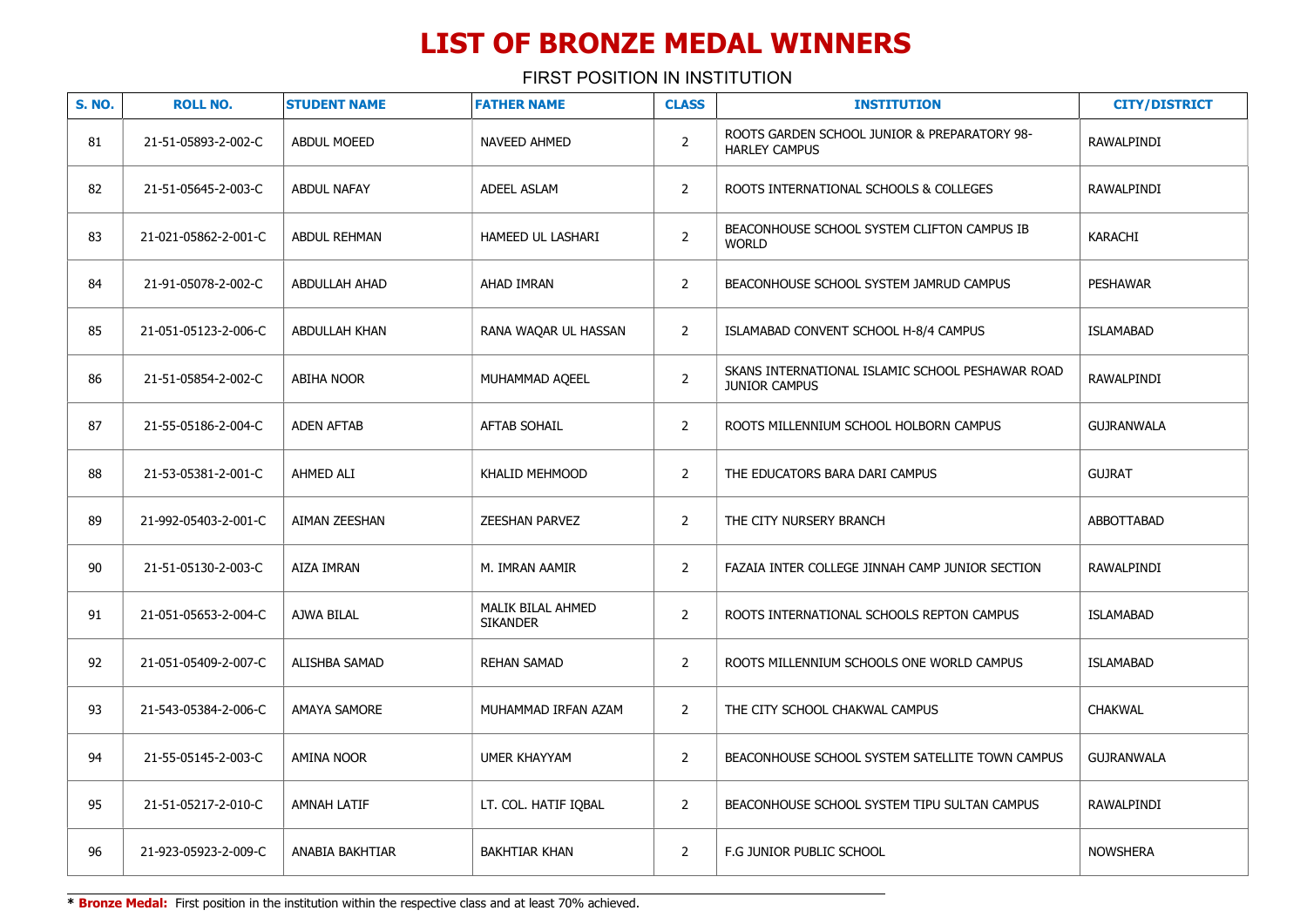# LIST OF BRONZE MEDAL WINNERS

FIRST POSITION IN INSTITUTION

| S. NO. | ROLL NO. | STUDENT NAME | FATHER NAME | CLASS | INSTITUTION | CITY/DISTRICT |
|---|---|---|---|---|---|---|
| 81 | 21-51-05893-2-002-C | ABDUL MOEED | NAVEED AHMED | 2 | ROOTS GARDEN SCHOOL JUNIOR & PREPARATORY 98-HARLEY CAMPUS | RAWALPINDI |
| 82 | 21-51-05645-2-003-C | ABDUL NAFAY | ADEEL ASLAM | 2 | ROOTS INTERNATIONAL SCHOOLS & COLLEGES | RAWALPINDI |
| 83 | 21-021-05862-2-001-C | ABDUL REHMAN | HAMEED UL LASHARI | 2 | BEACONHOUSE SCHOOL SYSTEM CLIFTON CAMPUS IB WORLD | KARACHI |
| 84 | 21-91-05078-2-002-C | ABDULLAH AHAD | AHAD IMRAN | 2 | BEACONHOUSE SCHOOL SYSTEM JAMRUD CAMPUS | PESHAWAR |
| 85 | 21-051-05123-2-006-C | ABDULLAH KHAN | RANA WAQAR UL HASSAN | 2 | ISLAMABAD CONVENT SCHOOL H-8/4 CAMPUS | ISLAMABAD |
| 86 | 21-51-05854-2-002-C | ABIHA NOOR | MUHAMMAD AQEEL | 2 | SKANS INTERNATIONAL ISLAMIC SCHOOL PESHAWAR ROAD JUNIOR CAMPUS | RAWALPINDI |
| 87 | 21-55-05186-2-004-C | ADEN AFTAB | AFTAB SOHAIL | 2 | ROOTS MILLENNIUM SCHOOL HOLBORN CAMPUS | GUJRANWALA |
| 88 | 21-53-05381-2-001-C | AHMED ALI | KHALID MEHMOOD | 2 | THE EDUCATORS BARA DARI CAMPUS | GUJRAT |
| 89 | 21-992-05403-2-001-C | AIMAN ZEESHAN | ZEESHAN PARVEZ | 2 | THE CITY NURSERY BRANCH | ABBOTTABAD |
| 90 | 21-51-05130-2-003-C | AIZA IMRAN | M. IMRAN AAMIR | 2 | FAZAIA INTER COLLEGE JINNAH CAMP JUNIOR SECTION | RAWALPINDI |
| 91 | 21-051-05653-2-004-C | AJWA BILAL | MALIK BILAL AHMED SIKANDER | 2 | ROOTS INTERNATIONAL SCHOOLS REPTON CAMPUS | ISLAMABAD |
| 92 | 21-051-05409-2-007-C | ALISHBA SAMAD | REHAN SAMAD | 2 | ROOTS MILLENNIUM SCHOOLS ONE WORLD CAMPUS | ISLAMABAD |
| 93 | 21-543-05384-2-006-C | AMAYA SAMORE | MUHAMMAD IRFAN AZAM | 2 | THE CITY SCHOOL CHAKWAL CAMPUS | CHAKWAL |
| 94 | 21-55-05145-2-003-C | AMINA NOOR | UMER KHAYYAM | 2 | BEACONHOUSE SCHOOL SYSTEM SATELLITE TOWN CAMPUS | GUJRANWALA |
| 95 | 21-51-05217-2-010-C | AMNAH LATIF | LT. COL. HATIF IQBAL | 2 | BEACONHOUSE SCHOOL SYSTEM TIPU SULTAN CAMPUS | RAWALPINDI |
| 96 | 21-923-05923-2-009-C | ANABIA BAKHTIAR | BAKHTIAR KHAN | 2 | F.G JUNIOR PUBLIC SCHOOL | NOWSHERA |

* **Bronze Medal:** First position in the institution within the respective class and at least 70% achieved.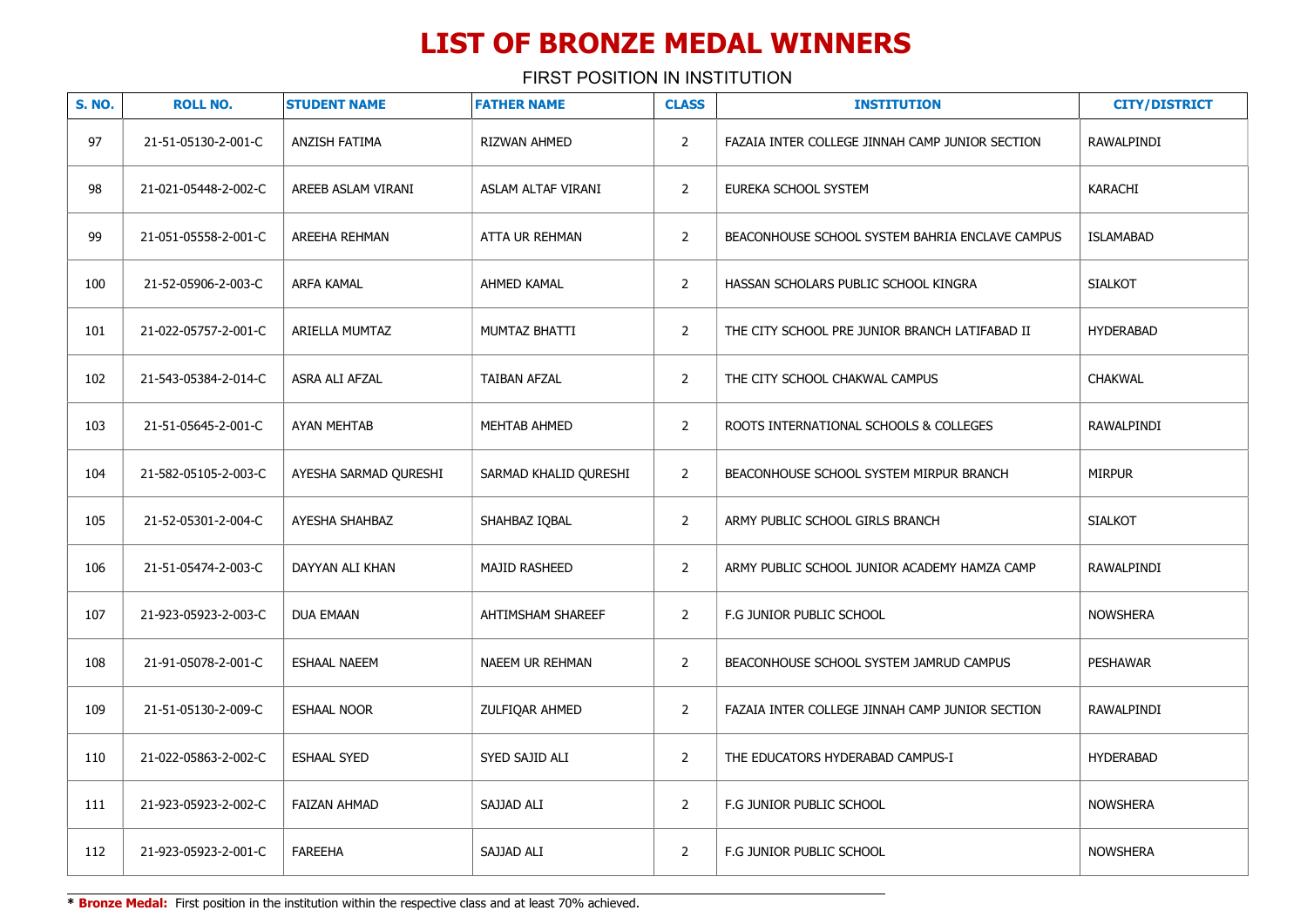# LIST OF BRONZE MEDAL WINNERS

FIRST POSITION IN INSTITUTION

| S. NO. | ROLL NO. | STUDENT NAME | FATHER NAME | CLASS | INSTITUTION | CITY/DISTRICT |
|---|---|---|---|---|---|---|
| 97 | 21-51-05130-2-001-C | ANZISH FATIMA | RIZWAN AHMED | 2 | FAZAIA INTER COLLEGE JINNAH CAMP JUNIOR SECTION | RAWALPINDI |
| 98 | 21-021-05448-2-002-C | AREEB ASLAM VIRANI | ASLAM ALTAF VIRANI | 2 | EUREKA SCHOOL SYSTEM | KARACHI |
| 99 | 21-051-05558-2-001-C | AREEHA REHMAN | ATTA UR REHMAN | 2 | BEACONHOUSE SCHOOL SYSTEM BAHRIA ENCLAVE CAMPUS | ISLAMABAD |
| 100 | 21-52-05906-2-003-C | ARFA KAMAL | AHMED KAMAL | 2 | HASSAN SCHOLARS PUBLIC SCHOOL KINGRA | SIALKOT |
| 101 | 21-022-05757-2-001-C | ARIELLA MUMTAZ | MUMTAZ BHATTI | 2 | THE CITY SCHOOL PRE JUNIOR BRANCH LATIFABAD II | HYDERABAD |
| 102 | 21-543-05384-2-014-C | ASRA ALI AFZAL | TAIBAN AFZAL | 2 | THE CITY SCHOOL CHAKWAL CAMPUS | CHAKWAL |
| 103 | 21-51-05645-2-001-C | AYAN MEHTAB | MEHTAB AHMED | 2 | ROOTS INTERNATIONAL SCHOOLS & COLLEGES | RAWALPINDI |
| 104 | 21-582-05105-2-003-C | AYESHA SARMAD QURESHI | SARMAD KHALID QURESHI | 2 | BEACONHOUSE SCHOOL SYSTEM MIRPUR BRANCH | MIRPUR |
| 105 | 21-52-05301-2-004-C | AYESHA SHAHBAZ | SHAHBAZ IQBAL | 2 | ARMY PUBLIC SCHOOL GIRLS BRANCH | SIALKOT |
| 106 | 21-51-05474-2-003-C | DAYYAN ALI KHAN | MAJID RASHEED | 2 | ARMY PUBLIC SCHOOL JUNIOR ACADEMY HAMZA CAMP | RAWALPINDI |
| 107 | 21-923-05923-2-003-C | DUA EMAAN | AHTIMSHAM SHAREEF | 2 | F.G JUNIOR PUBLIC SCHOOL | NOWSHERA |
| 108 | 21-91-05078-2-001-C | ESHAAL NAEEM | NAEEM UR REHMAN | 2 | BEACONHOUSE SCHOOL SYSTEM JAMRUD CAMPUS | PESHAWAR |
| 109 | 21-51-05130-2-009-C | ESHAAL NOOR | ZULFIQAR AHMED | 2 | FAZAIA INTER COLLEGE JINNAH CAMP JUNIOR SECTION | RAWALPINDI |
| 110 | 21-022-05863-2-002-C | ESHAAL SYED | SYED SAJID ALI | 2 | THE EDUCATORS HYDERABAD CAMPUS-I | HYDERABAD |
| 111 | 21-923-05923-2-002-C | FAIZAN AHMAD | SAJJAD ALI | 2 | F.G JUNIOR PUBLIC SCHOOL | NOWSHERA |
| 112 | 21-923-05923-2-001-C | FAREEHA | SAJJAD ALI | 2 | F.G JUNIOR PUBLIC SCHOOL | NOWSHERA |

* **Bronze Medal:** First position in the institution within the respective class and at least 70% achieved.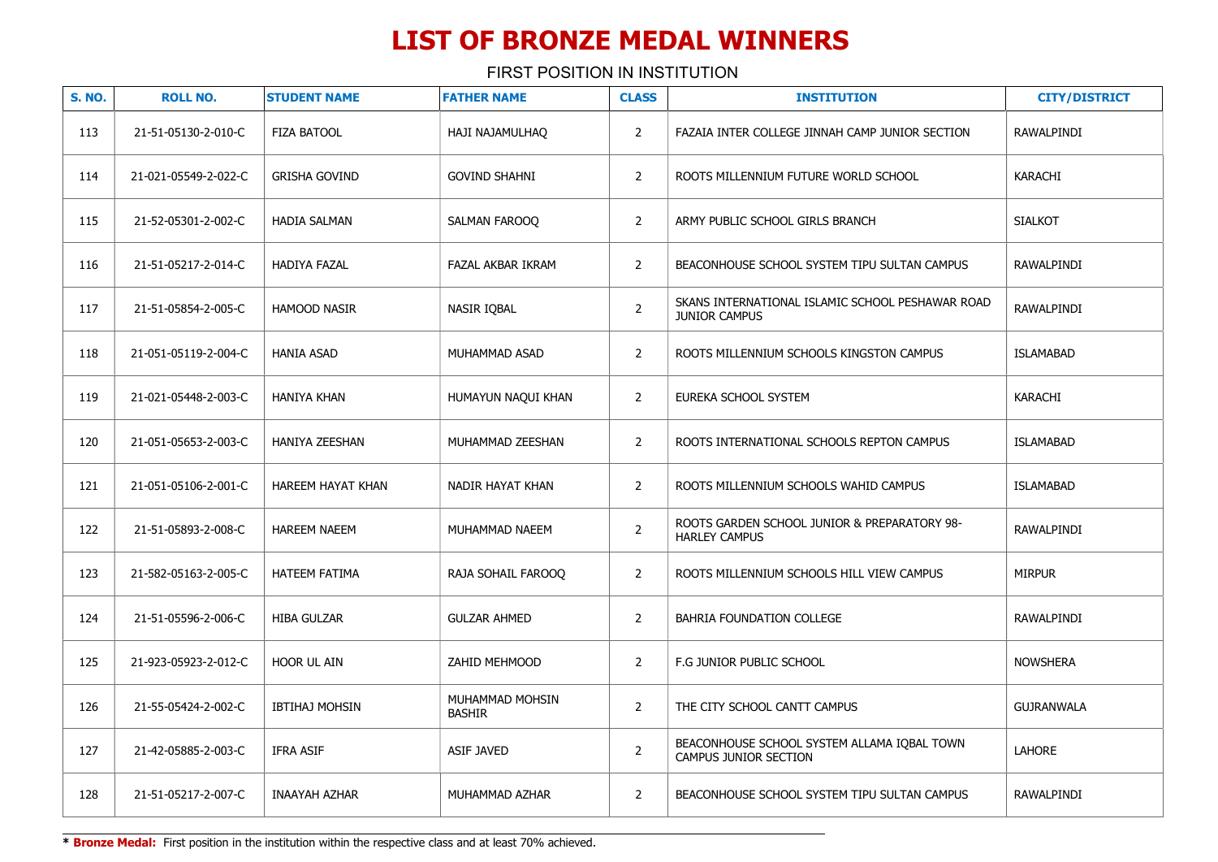# LIST OF BRONZE MEDAL WINNERS

FIRST POSITION IN INSTITUTION

| S. NO. | ROLL NO. | STUDENT NAME | FATHER NAME | CLASS | INSTITUTION | CITY/DISTRICT |
|---|---|---|---|---|---|---|
| 113 | 21-51-05130-2-010-C | FIZA BATOOL | HAJI NAJAMULHAQ | 2 | FAZAIA INTER COLLEGE JINNAH CAMP JUNIOR SECTION | RAWALPINDI |
| 114 | 21-021-05549-2-022-C | GRISHA GOVIND | GOVIND SHAHNI | 2 | ROOTS MILLENNIUM FUTURE WORLD SCHOOL | KARACHI |
| 115 | 21-52-05301-2-002-C | HADIA SALMAN | SALMAN FAROOQ | 2 | ARMY PUBLIC SCHOOL GIRLS BRANCH | SIALKOT |
| 116 | 21-51-05217-2-014-C | HADIYA FAZAL | FAZAL AKBAR IKRAM | 2 | BEACONHOUSE SCHOOL SYSTEM TIPU SULTAN CAMPUS | RAWALPINDI |
| 117 | 21-51-05854-2-005-C | HAMOOD NASIR | NASIR IQBAL | 2 | SKANS INTERNATIONAL ISLAMIC SCHOOL PESHAWAR ROAD JUNIOR CAMPUS | RAWALPINDI |
| 118 | 21-051-05119-2-004-C | HANIA ASAD | MUHAMMAD ASAD | 2 | ROOTS MILLENNIUM SCHOOLS KINGSTON CAMPUS | ISLAMABAD |
| 119 | 21-021-05448-2-003-C | HANIYA KHAN | HUMAYUN NAQUI KHAN | 2 | EUREKA SCHOOL SYSTEM | KARACHI |
| 120 | 21-051-05653-2-003-C | HANIYA ZEESHAN | MUHAMMAD ZEESHAN | 2 | ROOTS INTERNATIONAL SCHOOLS REPTON CAMPUS | ISLAMABAD |
| 121 | 21-051-05106-2-001-C | HAREEM HAYAT KHAN | NADIR HAYAT KHAN | 2 | ROOTS MILLENNIUM SCHOOLS WAHID CAMPUS | ISLAMABAD |
| 122 | 21-51-05893-2-008-C | HAREEM NAEEM | MUHAMMAD NAEEM | 2 | ROOTS GARDEN SCHOOL JUNIOR & PREPARATORY 98-HARLEY CAMPUS | RAWALPINDI |
| 123 | 21-582-05163-2-005-C | HATEEM FATIMA | RAJA SOHAIL FAROOQ | 2 | ROOTS MILLENNIUM SCHOOLS HILL VIEW CAMPUS | MIRPUR |
| 124 | 21-51-05596-2-006-C | HIBA GULZAR | GULZAR AHMED | 2 | BAHRIA FOUNDATION COLLEGE | RAWALPINDI |
| 125 | 21-923-05923-2-012-C | HOOR UL AIN | ZAHID MEHMOOD | 2 | F.G JUNIOR PUBLIC SCHOOL | NOWSHERA |
| 126 | 21-55-05424-2-002-C | IBTIHAJ MOHSIN | MUHAMMAD MOHSIN BASHIR | 2 | THE CITY SCHOOL CANTT CAMPUS | GUJRANWALA |
| 127 | 21-42-05885-2-003-C | IFRA ASIF | ASIF JAVED | 2 | BEACONHOUSE SCHOOL SYSTEM ALLAMA IQBAL TOWN CAMPUS JUNIOR SECTION | LAHORE |
| 128 | 21-51-05217-2-007-C | INAAYAH AZHAR | MUHAMMAD AZHAR | 2 | BEACONHOUSE SCHOOL SYSTEM TIPU SULTAN CAMPUS | RAWALPINDI |

**\* Bronze Medal:** First position in the institution within the respective class and at least 70% achieved.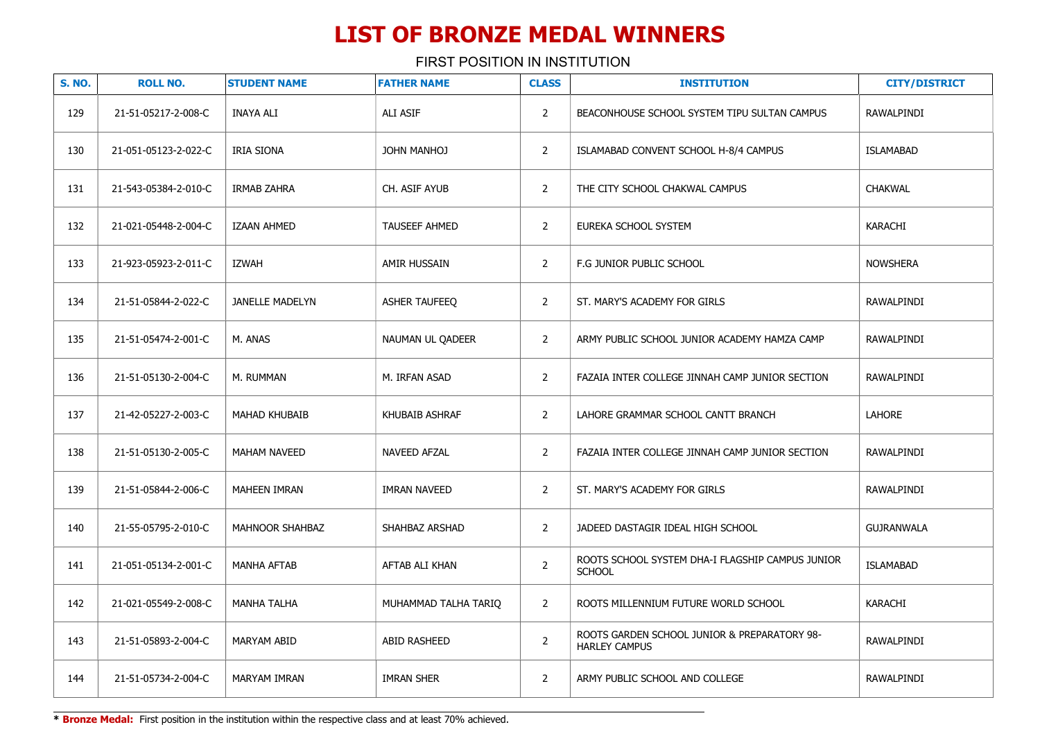# LIST OF BRONZE MEDAL WINNERS

FIRST POSITION IN INSTITUTION

| S. NO. | ROLL NO. | STUDENT NAME | FATHER NAME | CLASS | INSTITUTION | CITY/DISTRICT |
|---|---|---|---|---|---|---|
| 129 | 21-51-05217-2-008-C | INAYA ALI | ALI ASIF | 2 | BEACONHOUSE SCHOOL SYSTEM TIPU SULTAN CAMPUS | RAWALPINDI |
| 130 | 21-051-05123-2-022-C | IRIA SIONA | JOHN MANHOJ | 2 | ISLAMABAD CONVENT SCHOOL H-8/4 CAMPUS | ISLAMABAD |
| 131 | 21-543-05384-2-010-C | IRMAB ZAHRA | CH. ASIF AYUB | 2 | THE CITY SCHOOL CHAKWAL CAMPUS | CHAKWAL |
| 132 | 21-021-05448-2-004-C | IZAAN AHMED | TAUSEEF AHMED | 2 | EUREKA SCHOOL SYSTEM | KARACHI |
| 133 | 21-923-05923-2-011-C | IZWAH | AMIR HUSSAIN | 2 | F.G JUNIOR PUBLIC SCHOOL | NOWSHERA |
| 134 | 21-51-05844-2-022-C | JANELLE MADELYN | ASHER TAUFEEQ | 2 | ST. MARY'S ACADEMY FOR GIRLS | RAWALPINDI |
| 135 | 21-51-05474-2-001-C | M. ANAS | NAUMAN UL QADEER | 2 | ARMY PUBLIC SCHOOL JUNIOR ACADEMY HAMZA CAMP | RAWALPINDI |
| 136 | 21-51-05130-2-004-C | M. RUMMAN | M. IRFAN ASAD | 2 | FAZAIA INTER COLLEGE JINNAH CAMP JUNIOR SECTION | RAWALPINDI |
| 137 | 21-42-05227-2-003-C | MAHAD KHUBAIB | KHUBAIB ASHRAF | 2 | LAHORE GRAMMAR SCHOOL CANTT BRANCH | LAHORE |
| 138 | 21-51-05130-2-005-C | MAHAM NAVEED | NAVEED AFZAL | 2 | FAZAIA INTER COLLEGE JINNAH CAMP JUNIOR SECTION | RAWALPINDI |
| 139 | 21-51-05844-2-006-C | MAHEEN IMRAN | IMRAN NAVEED | 2 | ST. MARY'S ACADEMY FOR GIRLS | RAWALPINDI |
| 140 | 21-55-05795-2-010-C | MAHNOOR SHAHBAZ | SHAHBAZ ARSHAD | 2 | JADEED DASTAGIR IDEAL HIGH SCHOOL | GUJRANWALA |
| 141 | 21-051-05134-2-001-C | MANHA AFTAB | AFTAB ALI KHAN | 2 | ROOTS SCHOOL SYSTEM DHA-I FLAGSHIP CAMPUS JUNIOR SCHOOL | ISLAMABAD |
| 142 | 21-021-05549-2-008-C | MANHA TALHA | MUHAMMAD TALHA TARIQ | 2 | ROOTS MILLENNIUM FUTURE WORLD SCHOOL | KARACHI |
| 143 | 21-51-05893-2-004-C | MARYAM ABID | ABID RASHEED | 2 | ROOTS GARDEN SCHOOL JUNIOR & PREPARATORY 98-HARLEY CAMPUS | RAWALPINDI |
| 144 | 21-51-05734-2-004-C | MARYAM IMRAN | IMRAN SHER | 2 | ARMY PUBLIC SCHOOL AND COLLEGE | RAWALPINDI |

* **Bronze Medal:** First position in the institution within the respective class and at least 70% achieved.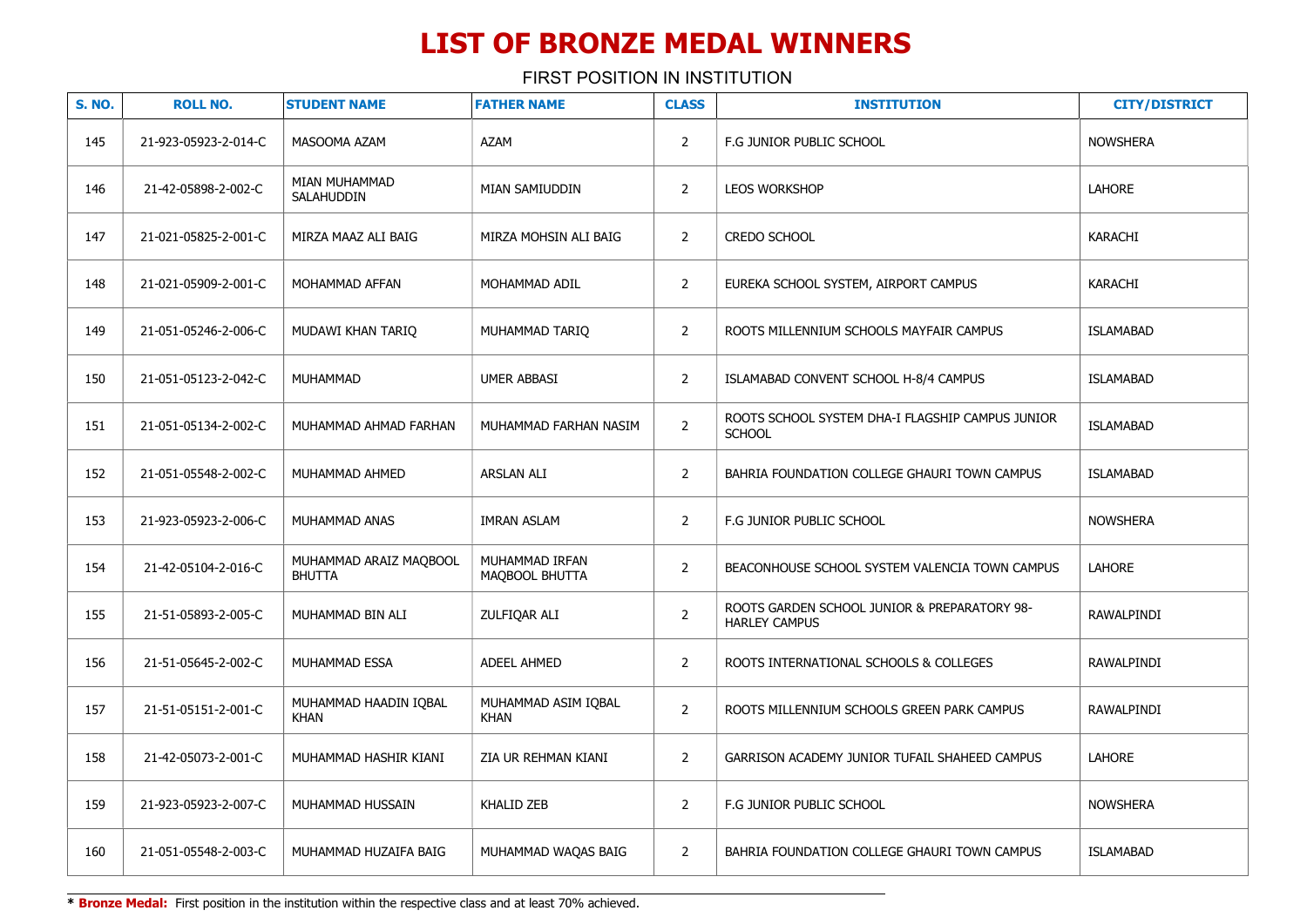# LIST OF BRONZE MEDAL WINNERS

FIRST POSITION IN INSTITUTION

| S. NO. | ROLL NO. | STUDENT NAME | FATHER NAME | CLASS | INSTITUTION | CITY/DISTRICT |
|---|---|---|---|---|---|---|
| 145 | 21-923-05923-2-014-C | MASOOMA AZAM | AZAM | 2 | F.G JUNIOR PUBLIC SCHOOL | NOWSHERA |
| 146 | 21-42-05898-2-002-C | MIAN MUHAMMAD SALAHUDDIN | MIAN SAMIUDDIN | 2 | LEOS WORKSHOP | LAHORE |
| 147 | 21-021-05825-2-001-C | MIRZA MAAZ ALI BAIG | MIRZA MOHSIN ALI BAIG | 2 | CREDO SCHOOL | KARACHI |
| 148 | 21-021-05909-2-001-C | MOHAMMAD AFFAN | MOHAMMAD ADIL | 2 | EUREKA SCHOOL SYSTEM, AIRPORT CAMPUS | KARACHI |
| 149 | 21-051-05246-2-006-C | MUDAWI KHAN TARIQ | MUHAMMAD TARIQ | 2 | ROOTS MILLENNIUM SCHOOLS MAYFAIR CAMPUS | ISLAMABAD |
| 150 | 21-051-05123-2-042-C | MUHAMMAD | UMER ABBASI | 2 | ISLAMABAD CONVENT SCHOOL H-8/4 CAMPUS | ISLAMABAD |
| 151 | 21-051-05134-2-002-C | MUHAMMAD AHMAD FARHAN | MUHAMMAD FARHAN NASIM | 2 | ROOTS SCHOOL SYSTEM DHA-I FLAGSHIP CAMPUS JUNIOR SCHOOL | ISLAMABAD |
| 152 | 21-051-05548-2-002-C | MUHAMMAD AHMED | ARSLAN ALI | 2 | BAHRIA FOUNDATION COLLEGE GHAURI TOWN CAMPUS | ISLAMABAD |
| 153 | 21-923-05923-2-006-C | MUHAMMAD ANAS | IMRAN ASLAM | 2 | F.G JUNIOR PUBLIC SCHOOL | NOWSHERA |
| 154 | 21-42-05104-2-016-C | MUHAMMAD ARAIZ MAQBOOL BHUTTA | MUHAMMAD IRFAN MAQBOOL BHUTTA | 2 | BEACONHOUSE SCHOOL SYSTEM VALENCIA TOWN CAMPUS | LAHORE |
| 155 | 21-51-05893-2-005-C | MUHAMMAD BIN ALI | ZULFIQAR ALI | 2 | ROOTS GARDEN SCHOOL JUNIOR & PREPARATORY 98-HARLEY CAMPUS | RAWALPINDI |
| 156 | 21-51-05645-2-002-C | MUHAMMAD ESSA | ADEEL AHMED | 2 | ROOTS INTERNATIONAL SCHOOLS & COLLEGES | RAWALPINDI |
| 157 | 21-51-05151-2-001-C | MUHAMMAD HAADIN IQBAL KHAN | MUHAMMAD ASIM IQBAL KHAN | 2 | ROOTS MILLENNIUM SCHOOLS GREEN PARK CAMPUS | RAWALPINDI |
| 158 | 21-42-05073-2-001-C | MUHAMMAD HASHIR KIANI | ZIA UR REHMAN KIANI | 2 | GARRISON ACADEMY JUNIOR TUFAIL SHAHEED CAMPUS | LAHORE |
| 159 | 21-923-05923-2-007-C | MUHAMMAD HUSSAIN | KHALID ZEB | 2 | F.G JUNIOR PUBLIC SCHOOL | NOWSHERA |
| 160 | 21-051-05548-2-003-C | MUHAMMAD HUZAIFA BAIG | MUHAMMAD WAQAS BAIG | 2 | BAHRIA FOUNDATION COLLEGE GHAURI TOWN CAMPUS | ISLAMABAD |

* **Bronze Medal:** First position in the institution within the respective class and at least 70% achieved.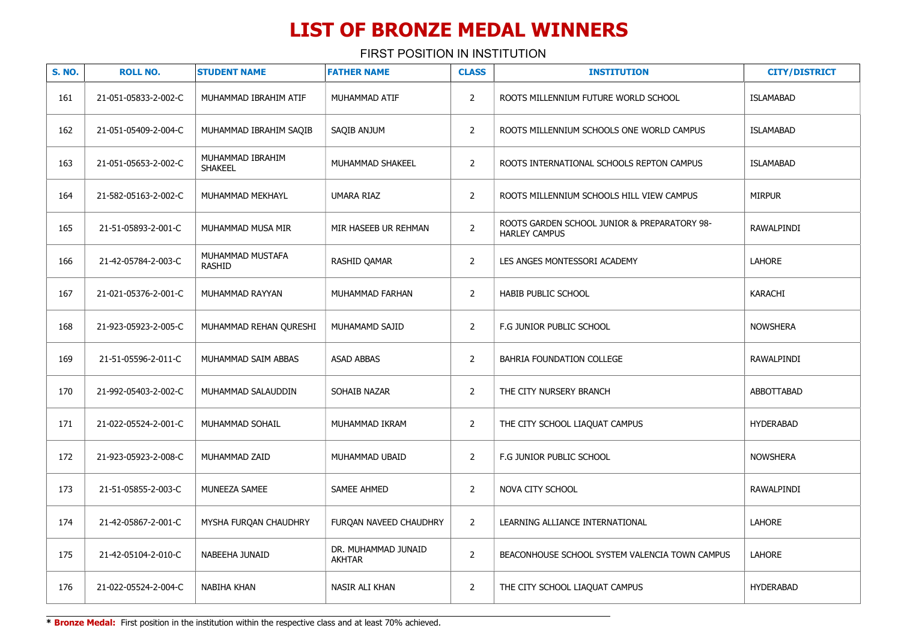# LIST OF BRONZE MEDAL WINNERS

FIRST POSITION IN INSTITUTION

| S. NO. | ROLL NO. | STUDENT NAME | FATHER NAME | CLASS | INSTITUTION | CITY/DISTRICT |
|---|---|---|---|---|---|---|
| 161 | 21-051-05833-2-002-C | MUHAMMAD IBRAHIM ATIF | MUHAMMAD ATIF | 2 | ROOTS MILLENNIUM FUTURE WORLD SCHOOL | ISLAMABAD |
| 162 | 21-051-05409-2-004-C | MUHAMMAD IBRAHIM SAQIB | SAQIB ANJUM | 2 | ROOTS MILLENNIUM SCHOOLS ONE WORLD CAMPUS | ISLAMABAD |
| 163 | 21-051-05653-2-002-C | MUHAMMAD IBRAHIM SHAKEEL | MUHAMMAD SHAKEEL | 2 | ROOTS INTERNATIONAL SCHOOLS REPTON CAMPUS | ISLAMABAD |
| 164 | 21-582-05163-2-002-C | MUHAMMAD MEKHAYL | UMARA RIAZ | 2 | ROOTS MILLENNIUM SCHOOLS HILL VIEW CAMPUS | MIRPUR |
| 165 | 21-51-05893-2-001-C | MUHAMMAD MUSA MIR | MIR HASEEB UR REHMAN | 2 | ROOTS GARDEN SCHOOL JUNIOR & PREPARATORY 98-HARLEY CAMPUS | RAWALPINDI |
| 166 | 21-42-05784-2-003-C | MUHAMMAD MUSTAFA RASHID | RASHID QAMAR | 2 | LES ANGES MONTESSORI ACADEMY | LAHORE |
| 167 | 21-021-05376-2-001-C | MUHAMMAD RAYYAN | MUHAMMAD FARHAN | 2 | HABIB PUBLIC SCHOOL | KARACHI |
| 168 | 21-923-05923-2-005-C | MUHAMMAD REHAN QURESHI | MUHAMAMD SAJID | 2 | F.G JUNIOR PUBLIC SCHOOL | NOWSHERA |
| 169 | 21-51-05596-2-011-C | MUHAMMAD SAIM ABBAS | ASAD ABBAS | 2 | BAHRIA FOUNDATION COLLEGE | RAWALPINDI |
| 170 | 21-992-05403-2-002-C | MUHAMMAD SALAUDDIN | SOHAIB NAZAR | 2 | THE CITY NURSERY BRANCH | ABBOTTABAD |
| 171 | 21-022-05524-2-001-C | MUHAMMAD SOHAIL | MUHAMMAD IKRAM | 2 | THE CITY SCHOOL LIAQUAT CAMPUS | HYDERABAD |
| 172 | 21-923-05923-2-008-C | MUHAMMAD ZAID | MUHAMMAD UBAID | 2 | F.G JUNIOR PUBLIC SCHOOL | NOWSHERA |
| 173 | 21-51-05855-2-003-C | MUNEEZA SAMEE | SAMEE AHMED | 2 | NOVA CITY SCHOOL | RAWALPINDI |
| 174 | 21-42-05867-2-001-C | MYSHA FURQAN CHAUDHRY | FURQAN NAVEED CHAUDHRY | 2 | LEARNING ALLIANCE INTERNATIONAL | LAHORE |
| 175 | 21-42-05104-2-010-C | NABEEHA JUNAID | DR. MUHAMMAD JUNAID AKHTAR | 2 | BEACONHOUSE SCHOOL SYSTEM VALENCIA TOWN CAMPUS | LAHORE |
| 176 | 21-022-05524-2-004-C | NABIHA KHAN | NASIR ALI KHAN | 2 | THE CITY SCHOOL LIAQUAT CAMPUS | HYDERABAD |

* **Bronze Medal:** First position in the institution within the respective class and at least 70% achieved.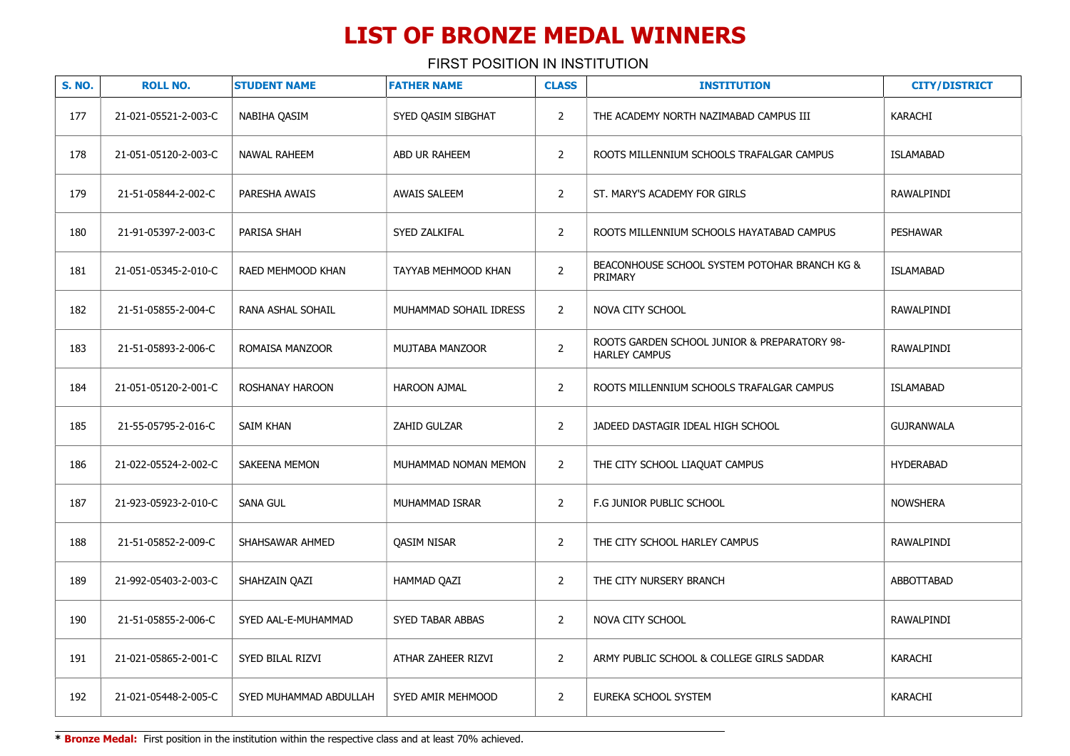# LIST OF BRONZE MEDAL WINNERS

FIRST POSITION IN INSTITUTION

| S. NO. | ROLL NO. | STUDENT NAME | FATHER NAME | CLASS | INSTITUTION | CITY/DISTRICT |
|---|---|---|---|---|---|---|
| 177 | 21-021-05521-2-003-C | NABIHA QASIM | SYED QASIM SIBGHAT | 2 | THE ACADEMY NORTH NAZIMABAD CAMPUS III | KARACHI |
| 178 | 21-051-05120-2-003-C | NAWAL RAHEEM | ABD UR RAHEEM | 2 | ROOTS MILLENNIUM SCHOOLS TRAFALGAR CAMPUS | ISLAMABAD |
| 179 | 21-51-05844-2-002-C | PARESHA AWAIS | AWAIS SALEEM | 2 | ST. MARY'S ACADEMY FOR GIRLS | RAWALPINDI |
| 180 | 21-91-05397-2-003-C | PARISA SHAH | SYED ZALKIFAL | 2 | ROOTS MILLENNIUM SCHOOLS HAYATABAD CAMPUS | PESHAWAR |
| 181 | 21-051-05345-2-010-C | RAED MEHMOOD KHAN | TAYYAB MEHMOOD KHAN | 2 | BEACONHOUSE SCHOOL SYSTEM POTOHAR BRANCH KG & PRIMARY | ISLAMABAD |
| 182 | 21-51-05855-2-004-C | RANA ASHAL SOHAIL | MUHAMMAD SOHAIL IDRESS | 2 | NOVA CITY SCHOOL | RAWALPINDI |
| 183 | 21-51-05893-2-006-C | ROMAISA MANZOOR | MUJTABA MANZOOR | 2 | ROOTS GARDEN SCHOOL JUNIOR & PREPARATORY 98-HARLEY CAMPUS | RAWALPINDI |
| 184 | 21-051-05120-2-001-C | ROSHANAY HAROON | HAROON AJMAL | 2 | ROOTS MILLENNIUM SCHOOLS TRAFALGAR CAMPUS | ISLAMABAD |
| 185 | 21-55-05795-2-016-C | SAIM KHAN | ZAHID GULZAR | 2 | JADEED DASTAGIR IDEAL HIGH SCHOOL | GUJRANWALA |
| 186 | 21-022-05524-2-002-C | SAKEENA MEMON | MUHAMMAD NOMAN MEMON | 2 | THE CITY SCHOOL LIAQUAT CAMPUS | HYDERABAD |
| 187 | 21-923-05923-2-010-C | SANA GUL | MUHAMMAD ISRAR | 2 | F.G JUNIOR PUBLIC SCHOOL | NOWSHERA |
| 188 | 21-51-05852-2-009-C | SHAHSAWAR AHMED | QASIM NISAR | 2 | THE CITY SCHOOL HARLEY CAMPUS | RAWALPINDI |
| 189 | 21-992-05403-2-003-C | SHAHZAIN QAZI | HAMMAD QAZI | 2 | THE CITY NURSERY BRANCH | ABBOTTABAD |
| 190 | 21-51-05855-2-006-C | SYED AAL-E-MUHAMMAD | SYED TABAR ABBAS | 2 | NOVA CITY SCHOOL | RAWALPINDI |
| 191 | 21-021-05865-2-001-C | SYED BILAL RIZVI | ATHAR ZAHEER RIZVI | 2 | ARMY PUBLIC SCHOOL & COLLEGE GIRLS SADDAR | KARACHI |
| 192 | 21-021-05448-2-005-C | SYED MUHAMMAD ABDULLAH | SYED AMIR MEHMOOD | 2 | EUREKA SCHOOL SYSTEM | KARACHI |

* **Bronze Medal:** First position in the institution within the respective class and at least 70% achieved.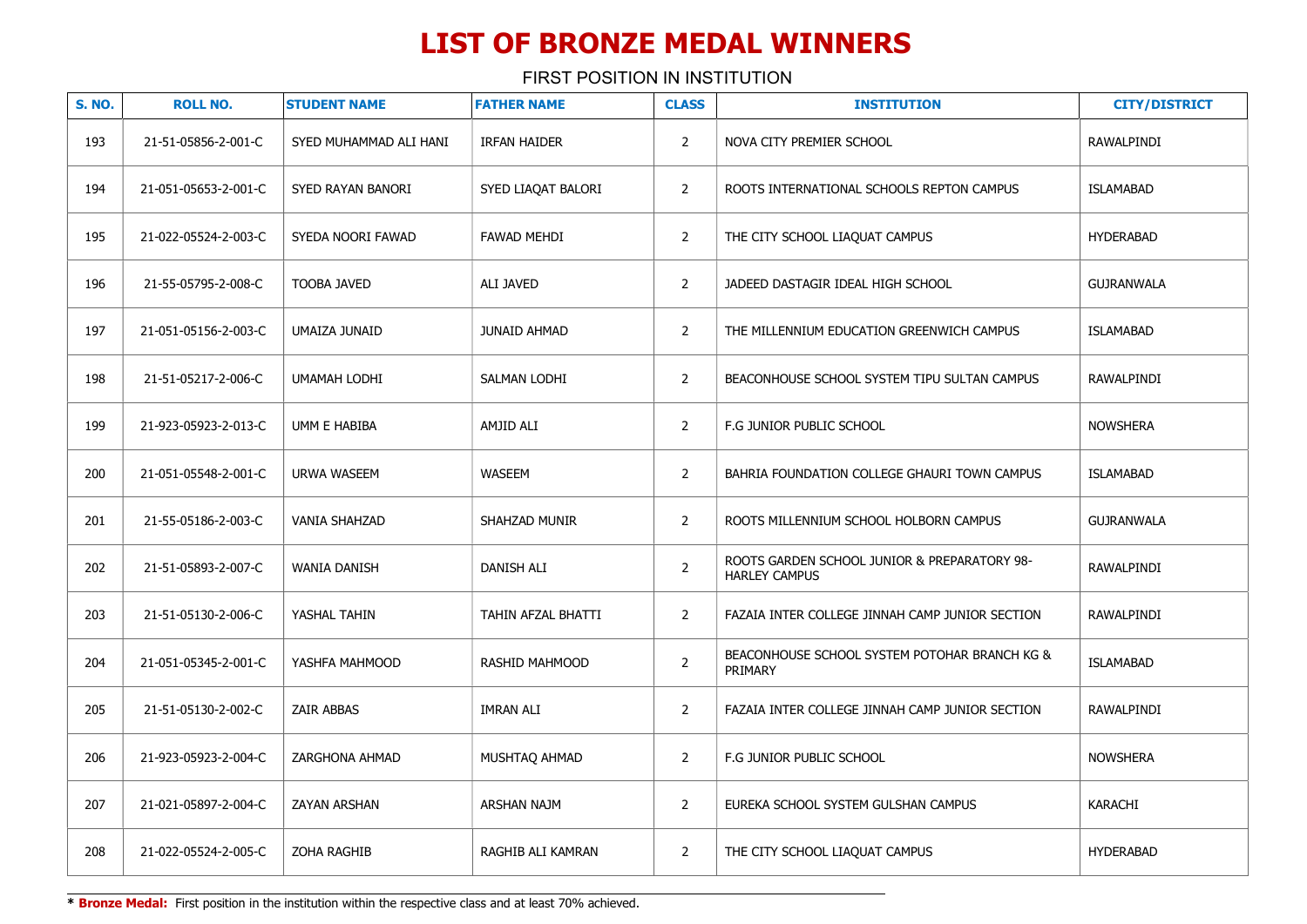# LIST OF BRONZE MEDAL WINNERS

FIRST POSITION IN INSTITUTION

| S. NO. | ROLL NO. | STUDENT NAME | FATHER NAME | CLASS | INSTITUTION | CITY/DISTRICT |
|---|---|---|---|---|---|---|
| 193 | 21-51-05856-2-001-C | SYED MUHAMMAD ALI HANI | IRFAN HAIDER | 2 | NOVA CITY PREMIER SCHOOL | RAWALPINDI |
| 194 | 21-051-05653-2-001-C | SYED RAYAN BANORI | SYED LIAQAT BALORI | 2 | ROOTS INTERNATIONAL SCHOOLS REPTON CAMPUS | ISLAMABAD |
| 195 | 21-022-05524-2-003-C | SYEDA NOORI FAWAD | FAWAD MEHDI | 2 | THE CITY SCHOOL LIAQUAT CAMPUS | HYDERABAD |
| 196 | 21-55-05795-2-008-C | TOOBA JAVED | ALI JAVED | 2 | JADEED DASTAGIR IDEAL HIGH SCHOOL | GUJRANWALA |
| 197 | 21-051-05156-2-003-C | UMAIZA JUNAID | JUNAID AHMAD | 2 | THE MILLENNIUM EDUCATION GREENWICH CAMPUS | ISLAMABAD |
| 198 | 21-51-05217-2-006-C | UMAMAH LODHI | SALMAN LODHI | 2 | BEACONHOUSE SCHOOL SYSTEM TIPU SULTAN CAMPUS | RAWALPINDI |
| 199 | 21-923-05923-2-013-C | UMM E HABIBA | AMJID ALI | 2 | F.G JUNIOR PUBLIC SCHOOL | NOWSHERA |
| 200 | 21-051-05548-2-001-C | URWA WASEEM | WASEEM | 2 | BAHRIA FOUNDATION COLLEGE GHAURI TOWN CAMPUS | ISLAMABAD |
| 201 | 21-55-05186-2-003-C | VANIA SHAHZAD | SHAHZAD MUNIR | 2 | ROOTS MILLENNIUM SCHOOL HOLBORN CAMPUS | GUJRANWALA |
| 202 | 21-51-05893-2-007-C | WANIA DANISH | DANISH ALI | 2 | ROOTS GARDEN SCHOOL JUNIOR & PREPARATORY 98-HARLEY CAMPUS | RAWALPINDI |
| 203 | 21-51-05130-2-006-C | YASHAL TAHIN | TAHIN AFZAL BHATTI | 2 | FAZAIA INTER COLLEGE JINNAH CAMP JUNIOR SECTION | RAWALPINDI |
| 204 | 21-051-05345-2-001-C | YASHFA MAHMOOD | RASHID MAHMOOD | 2 | BEACONHOUSE SCHOOL SYSTEM POTOHAR BRANCH KG & PRIMARY | ISLAMABAD |
| 205 | 21-51-05130-2-002-C | ZAIR ABBAS | IMRAN ALI | 2 | FAZAIA INTER COLLEGE JINNAH CAMP JUNIOR SECTION | RAWALPINDI |
| 206 | 21-923-05923-2-004-C | ZARGHONA AHMAD | MUSHTAQ AHMAD | 2 | F.G JUNIOR PUBLIC SCHOOL | NOWSHERA |
| 207 | 21-021-05897-2-004-C | ZAYAN ARSHAN | ARSHAN NAJM | 2 | EUREKA SCHOOL SYSTEM GULSHAN CAMPUS | KARACHI |
| 208 | 21-022-05524-2-005-C | ZOHA RAGHIB | RAGHIB ALI KAMRAN | 2 | THE CITY SCHOOL LIAQUAT CAMPUS | HYDERABAD |

* **Bronze Medal:** First position in the institution within the respective class and at least 70% achieved.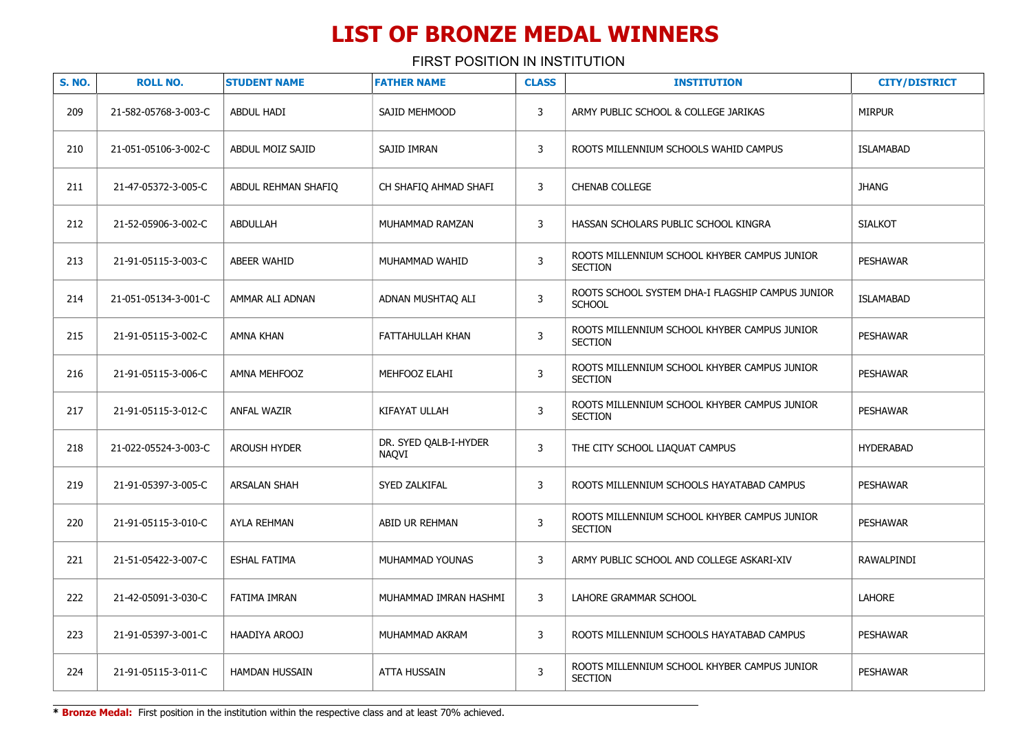# LIST OF BRONZE MEDAL WINNERS

FIRST POSITION IN INSTITUTION

| S. NO. | ROLL NO. | STUDENT NAME | FATHER NAME | CLASS | INSTITUTION | CITY/DISTRICT |
|---|---|---|---|---|---|---|
| 209 | 21-582-05768-3-003-C | ABDUL HADI | SAJID MEHMOOD | 3 | ARMY PUBLIC SCHOOL & COLLEGE JARIKAS | MIRPUR |
| 210 | 21-051-05106-3-002-C | ABDUL MOIZ SAJID | SAJID IMRAN | 3 | ROOTS MILLENNIUM SCHOOLS WAHID CAMPUS | ISLAMABAD |
| 211 | 21-47-05372-3-005-C | ABDUL REHMAN SHAFIQ | CH SHAFIQ AHMAD SHAFI | 3 | CHENAB COLLEGE | JHANG |
| 212 | 21-52-05906-3-002-C | ABDULLAH | MUHAMMAD RAMZAN | 3 | HASSAN SCHOLARS PUBLIC SCHOOL KINGRA | SIALKOT |
| 213 | 21-91-05115-3-003-C | ABEER WAHID | MUHAMMAD WAHID | 3 | ROOTS MILLENNIUM SCHOOL KHYBER CAMPUS JUNIOR SECTION | PESHAWAR |
| 214 | 21-051-05134-3-001-C | AMMAR ALI ADNAN | ADNAN MUSHTAQ ALI | 3 | ROOTS SCHOOL SYSTEM DHA-I FLAGSHIP CAMPUS JUNIOR SCHOOL | ISLAMABAD |
| 215 | 21-91-05115-3-002-C | AMNA KHAN | FATTAHULLAH KHAN | 3 | ROOTS MILLENNIUM SCHOOL KHYBER CAMPUS JUNIOR SECTION | PESHAWAR |
| 216 | 21-91-05115-3-006-C | AMNA MEHFOOZ | MEHFOOZ ELAHI | 3 | ROOTS MILLENNIUM SCHOOL KHYBER CAMPUS JUNIOR SECTION | PESHAWAR |
| 217 | 21-91-05115-3-012-C | ANFAL WAZIR | KIFAYAT ULLAH | 3 | ROOTS MILLENNIUM SCHOOL KHYBER CAMPUS JUNIOR SECTION | PESHAWAR |
| 218 | 21-022-05524-3-003-C | AROUSH HYDER | DR. SYED QALB-I-HYDER NAQVI | 3 | THE CITY SCHOOL LIAQUAT CAMPUS | HYDERABAD |
| 219 | 21-91-05397-3-005-C | ARSALAN SHAH | SYED ZALKIFAL | 3 | ROOTS MILLENNIUM SCHOOLS HAYATABAD CAMPUS | PESHAWAR |
| 220 | 21-91-05115-3-010-C | AYLA REHMAN | ABID UR REHMAN | 3 | ROOTS MILLENNIUM SCHOOL KHYBER CAMPUS JUNIOR SECTION | PESHAWAR |
| 221 | 21-51-05422-3-007-C | ESHAL FATIMA | MUHAMMAD YOUNAS | 3 | ARMY PUBLIC SCHOOL AND COLLEGE ASKARI-XIV | RAWALPINDI |
| 222 | 21-42-05091-3-030-C | FATIMA IMRAN | MUHAMMAD IMRAN HASHMI | 3 | LAHORE GRAMMAR SCHOOL | LAHORE |
| 223 | 21-91-05397-3-001-C | HAADIYA AROOJ | MUHAMMAD AKRAM | 3 | ROOTS MILLENNIUM SCHOOLS HAYATABAD CAMPUS | PESHAWAR |
| 224 | 21-91-05115-3-011-C | HAMDAN HUSSAIN | ATTA HUSSAIN | 3 | ROOTS MILLENNIUM SCHOOL KHYBER CAMPUS JUNIOR SECTION | PESHAWAR |

* **Bronze Medal:** First position in the institution within the respective class and at least 70% achieved.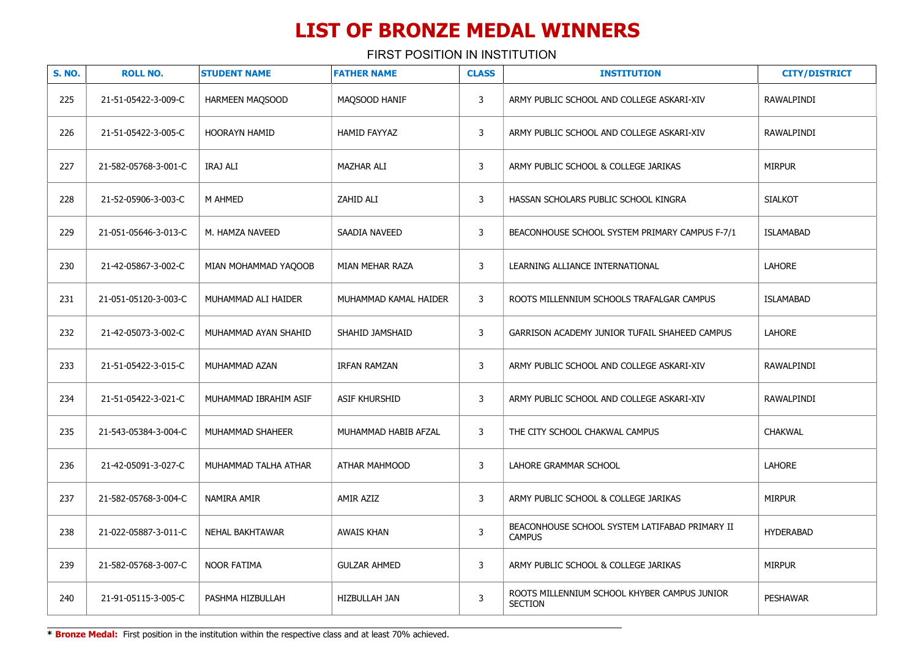# LIST OF BRONZE MEDAL WINNERS

FIRST POSITION IN INSTITUTION

| S. NO. | ROLL NO. | STUDENT NAME | FATHER NAME | CLASS | INSTITUTION | CITY/DISTRICT |
|---|---|---|---|---|---|---|
| 225 | 21-51-05422-3-009-C | HARMEEN MAQSOOD | MAQSOOD HANIF | 3 | ARMY PUBLIC SCHOOL AND COLLEGE ASKARI-XIV | RAWALPINDI |
| 226 | 21-51-05422-3-005-C | HOORAYN HAMID | HAMID FAYYAZ | 3 | ARMY PUBLIC SCHOOL AND COLLEGE ASKARI-XIV | RAWALPINDI |
| 227 | 21-582-05768-3-001-C | IRAJ ALI | MAZHAR ALI | 3 | ARMY PUBLIC SCHOOL & COLLEGE JARIKAS | MIRPUR |
| 228 | 21-52-05906-3-003-C | M AHMED | ZAHID ALI | 3 | HASSAN SCHOLARS PUBLIC SCHOOL KINGRA | SIALKOT |
| 229 | 21-051-05646-3-013-C | M. HAMZA NAVEED | SAADIA NAVEED | 3 | BEACONHOUSE SCHOOL SYSTEM PRIMARY CAMPUS F-7/1 | ISLAMABAD |
| 230 | 21-42-05867-3-002-C | MIAN MOHAMMAD YAQOOB | MIAN MEHAR RAZA | 3 | LEARNING ALLIANCE INTERNATIONAL | LAHORE |
| 231 | 21-051-05120-3-003-C | MUHAMMAD ALI HAIDER | MUHAMMAD KAMAL HAIDER | 3 | ROOTS MILLENNIUM SCHOOLS TRAFALGAR CAMPUS | ISLAMABAD |
| 232 | 21-42-05073-3-002-C | MUHAMMAD AYAN SHAHID | SHAHID JAMSHAID | 3 | GARRISON ACADEMY JUNIOR TUFAIL SHAHEED CAMPUS | LAHORE |
| 233 | 21-51-05422-3-015-C | MUHAMMAD AZAN | IRFAN RAMZAN | 3 | ARMY PUBLIC SCHOOL AND COLLEGE ASKARI-XIV | RAWALPINDI |
| 234 | 21-51-05422-3-021-C | MUHAMMAD IBRAHIM ASIF | ASIF KHURSHID | 3 | ARMY PUBLIC SCHOOL AND COLLEGE ASKARI-XIV | RAWALPINDI |
| 235 | 21-543-05384-3-004-C | MUHAMMAD SHAHEER | MUHAMMAD HABIB AFZAL | 3 | THE CITY SCHOOL CHAKWAL CAMPUS | CHAKWAL |
| 236 | 21-42-05091-3-027-C | MUHAMMAD TALHA ATHAR | ATHAR MAHMOOD | 3 | LAHORE GRAMMAR SCHOOL | LAHORE |
| 237 | 21-582-05768-3-004-C | NAMIRA AMIR | AMIR AZIZ | 3 | ARMY PUBLIC SCHOOL & COLLEGE JARIKAS | MIRPUR |
| 238 | 21-022-05887-3-011-C | NEHAL BAKHTAWAR | AWAIS KHAN | 3 | BEACONHOUSE SCHOOL SYSTEM LATIFABAD PRIMARY II CAMPUS | HYDERABAD |
| 239 | 21-582-05768-3-007-C | NOOR FATIMA | GULZAR AHMED | 3 | ARMY PUBLIC SCHOOL & COLLEGE JARIKAS | MIRPUR |
| 240 | 21-91-05115-3-005-C | PASHMA HIZBULLAH | HIZBULLAH JAN | 3 | ROOTS MILLENNIUM SCHOOL KHYBER CAMPUS JUNIOR SECTION | PESHAWAR |

\* **Bronze Medal:** First position in the institution within the respective class and at least 70% achieved.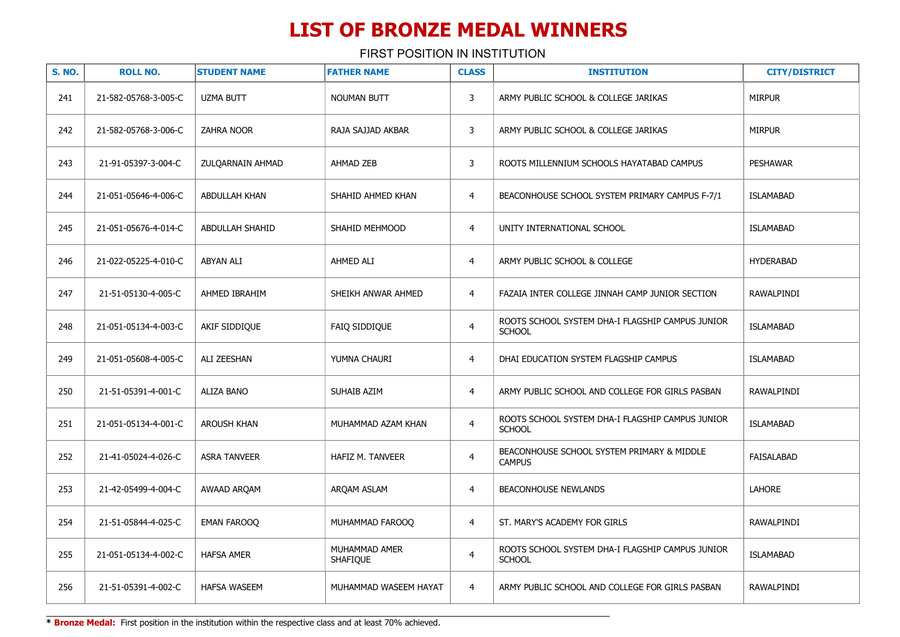# LIST OF BRONZE MEDAL WINNERS

FIRST POSITION IN INSTITUTION

| S. NO. | ROLL NO. | STUDENT NAME | FATHER NAME | CLASS | INSTITUTION | CITY/DISTRICT |
|---|---|---|---|---|---|---|
| 241 | 21-582-05768-3-005-C | UZMA BUTT | NOUMAN BUTT | 3 | ARMY PUBLIC SCHOOL & COLLEGE JARIKAS | MIRPUR |
| 242 | 21-582-05768-3-006-C | ZAHRA NOOR | RAJA SAJJAD AKBAR | 3 | ARMY PUBLIC SCHOOL & COLLEGE JARIKAS | MIRPUR |
| 243 | 21-91-05397-3-004-C | ZULQARNAIN AHMAD | AHMAD ZEB | 3 | ROOTS MILLENNIUM SCHOOLS HAYATABAD CAMPUS | PESHAWAR |
| 244 | 21-051-05646-4-006-C | ABDULLAH KHAN | SHAHID AHMED KHAN | 4 | BEACONHOUSE SCHOOL SYSTEM PRIMARY CAMPUS F-7/1 | ISLAMABAD |
| 245 | 21-051-05676-4-014-C | ABDULLAH SHAHID | SHAHID MEHMOOD | 4 | UNITY INTERNATIONAL SCHOOL | ISLAMABAD |
| 246 | 21-022-05225-4-010-C | ABYAN ALI | AHMED ALI | 4 | ARMY PUBLIC SCHOOL & COLLEGE | HYDERABAD |
| 247 | 21-51-05130-4-005-C | AHMED IBRAHIM | SHEIKH ANWAR AHMED | 4 | FAZAIA INTER COLLEGE JINNAH CAMP JUNIOR SECTION | RAWALPINDI |
| 248 | 21-051-05134-4-003-C | AKIF SIDDIQUE | FAIQ SIDDIQUE | 4 | ROOTS SCHOOL SYSTEM DHA-I FLAGSHIP CAMPUS JUNIOR SCHOOL | ISLAMABAD |
| 249 | 21-051-05608-4-005-C | ALI ZEESHAN | YUMNA CHAURI | 4 | DHAI EDUCATION SYSTEM FLAGSHIP CAMPUS | ISLAMABAD |
| 250 | 21-51-05391-4-001-C | ALIZA BANO | SUHAIB AZIM | 4 | ARMY PUBLIC SCHOOL AND COLLEGE FOR GIRLS PASBAN | RAWALPINDI |
| 251 | 21-051-05134-4-001-C | AROUSH KHAN | MUHAMMAD AZAM KHAN | 4 | ROOTS SCHOOL SYSTEM DHA-I FLAGSHIP CAMPUS JUNIOR SCHOOL | ISLAMABAD |
| 252 | 21-41-05024-4-026-C | ASRA TANVEER | HAFIZ M. TANVEER | 4 | BEACONHOUSE SCHOOL SYSTEM PRIMARY & MIDDLE CAMPUS | FAISALABAD |
| 253 | 21-42-05499-4-004-C | AWAAD ARQAM | ARQAM ASLAM | 4 | BEACONHOUSE NEWLANDS | LAHORE |
| 254 | 21-51-05844-4-025-C | EMAN FAROOQ | MUHAMMAD FAROOQ | 4 | ST. MARY'S ACADEMY FOR GIRLS | RAWALPINDI |
| 255 | 21-051-05134-4-002-C | HAFSA AMER | MUHAMMAD AMER SHAFIQUE | 4 | ROOTS SCHOOL SYSTEM DHA-I FLAGSHIP CAMPUS JUNIOR SCHOOL | ISLAMABAD |
| 256 | 21-51-05391-4-002-C | HAFSA WASEEM | MUHAMMAD WASEEM HAYAT | 4 | ARMY PUBLIC SCHOOL AND COLLEGE FOR GIRLS PASBAN | RAWALPINDI |

* **Bronze Medal:** First position in the institution within the respective class and at least 70% achieved.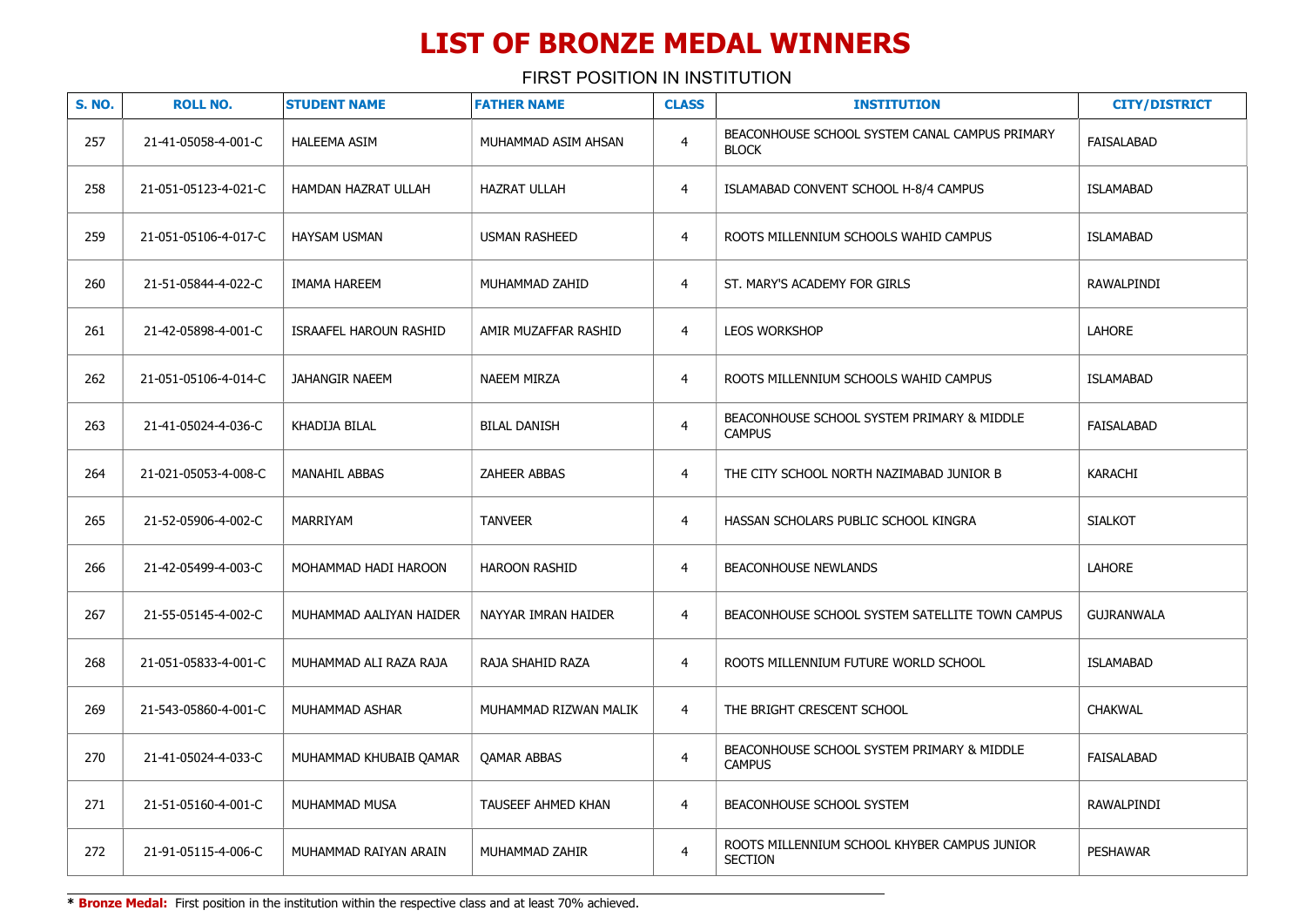# LIST OF BRONZE MEDAL WINNERS

FIRST POSITION IN INSTITUTION

| S. NO. | ROLL NO. | STUDENT NAME | FATHER NAME | CLASS | INSTITUTION | CITY/DISTRICT |
|---|---|---|---|---|---|---|
| 257 | 21-41-05058-4-001-C | HALEEMA ASIM | MUHAMMAD ASIM AHSAN | 4 | BEACONHOUSE SCHOOL SYSTEM CANAL CAMPUS PRIMARY BLOCK | FAISALABAD |
| 258 | 21-051-05123-4-021-C | HAMDAN HAZRAT ULLAH | HAZRAT ULLAH | 4 | ISLAMABAD CONVENT SCHOOL H-8/4 CAMPUS | ISLAMABAD |
| 259 | 21-051-05106-4-017-C | HAYSAM USMAN | USMAN RASHEED | 4 | ROOTS MILLENNIUM SCHOOLS WAHID CAMPUS | ISLAMABAD |
| 260 | 21-51-05844-4-022-C | IMAMA HAREEM | MUHAMMAD ZAHID | 4 | ST. MARY'S ACADEMY FOR GIRLS | RAWALPINDI |
| 261 | 21-42-05898-4-001-C | ISRAAFEL HAROUN RASHID | AMIR MUZAFFAR RASHID | 4 | LEOS WORKSHOP | LAHORE |
| 262 | 21-051-05106-4-014-C | JAHANGIR NAEEM | NAEEM MIRZA | 4 | ROOTS MILLENNIUM SCHOOLS WAHID CAMPUS | ISLAMABAD |
| 263 | 21-41-05024-4-036-C | KHADIJA BILAL | BILAL DANISH | 4 | BEACONHOUSE SCHOOL SYSTEM PRIMARY & MIDDLE CAMPUS | FAISALABAD |
| 264 | 21-021-05053-4-008-C | MANAHIL ABBAS | ZAHEER ABBAS | 4 | THE CITY SCHOOL NORTH NAZIMABAD JUNIOR B | KARACHI |
| 265 | 21-52-05906-4-002-C | MARRIYAM | TANVEER | 4 | HASSAN SCHOLARS PUBLIC SCHOOL KINGRA | SIALKOT |
| 266 | 21-42-05499-4-003-C | MOHAMMAD HADI HAROON | HAROON RASHID | 4 | BEACONHOUSE NEWLANDS | LAHORE |
| 267 | 21-55-05145-4-002-C | MUHAMMAD AALIYAN HAIDER | NAYYAR IMRAN HAIDER | 4 | BEACONHOUSE SCHOOL SYSTEM SATELLITE TOWN CAMPUS | GUJRANWALA |
| 268 | 21-051-05833-4-001-C | MUHAMMAD ALI RAZA RAJA | RAJA SHAHID RAZA | 4 | ROOTS MILLENNIUM FUTURE WORLD SCHOOL | ISLAMABAD |
| 269 | 21-543-05860-4-001-C | MUHAMMAD ASHAR | MUHAMMAD RIZWAN MALIK | 4 | THE BRIGHT CRESCENT SCHOOL | CHAKWAL |
| 270 | 21-41-05024-4-033-C | MUHAMMAD KHUBAIB QAMAR | QAMAR ABBAS | 4 | BEACONHOUSE SCHOOL SYSTEM PRIMARY & MIDDLE CAMPUS | FAISALABAD |
| 271 | 21-51-05160-4-001-C | MUHAMMAD MUSA | TAUSEEF AHMED KHAN | 4 | BEACONHOUSE SCHOOL SYSTEM | RAWALPINDI |
| 272 | 21-91-05115-4-006-C | MUHAMMAD RAIYAN ARAIN | MUHAMMAD ZAHIR | 4 | ROOTS MILLENNIUM SCHOOL KHYBER CAMPUS JUNIOR SECTION | PESHAWAR |

* **Bronze Medal:** First position in the institution within the respective class and at least 70% achieved.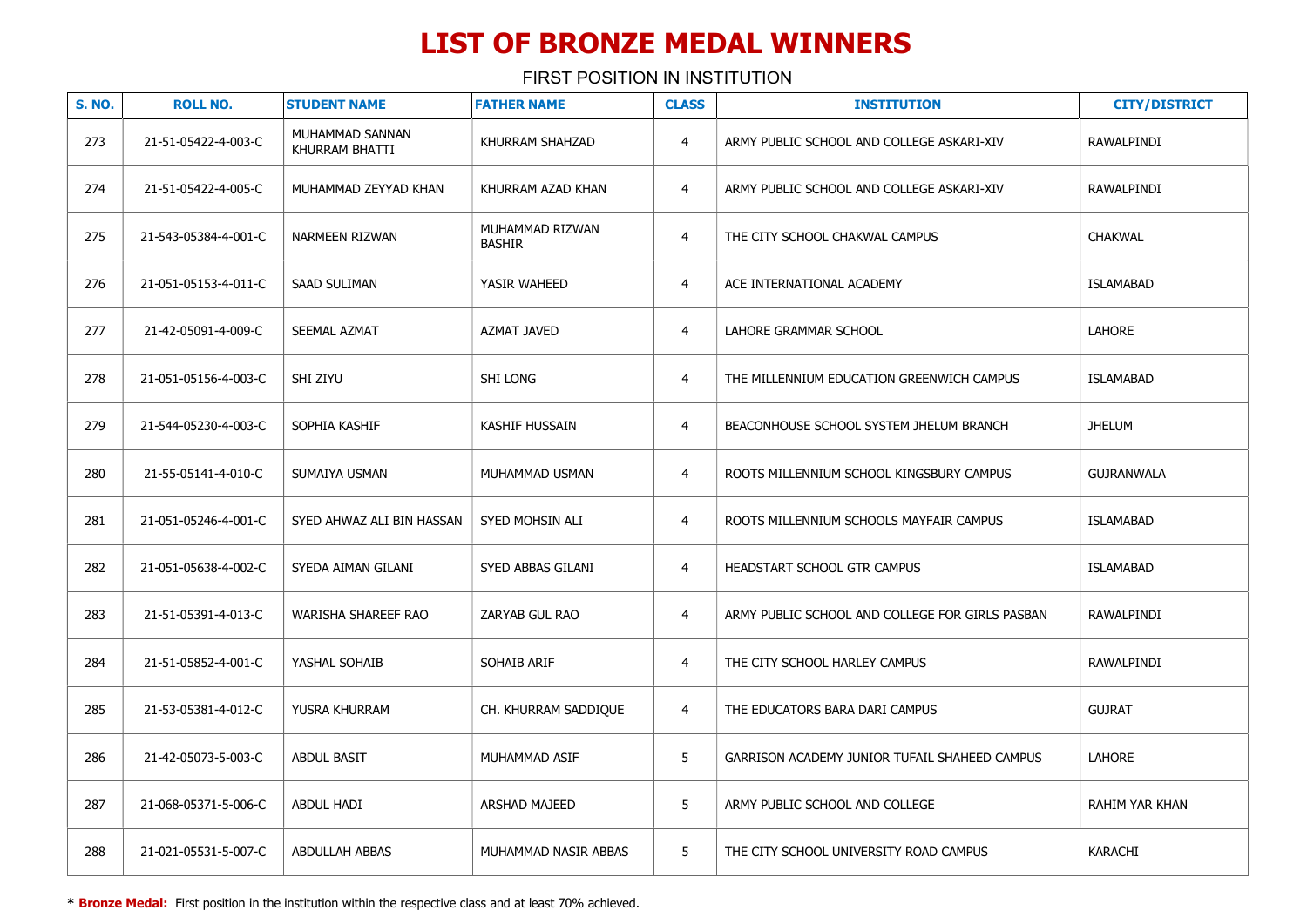# LIST OF BRONZE MEDAL WINNERS

FIRST POSITION IN INSTITUTION

| S. NO. | ROLL NO. | STUDENT NAME | FATHER NAME | CLASS | INSTITUTION | CITY/DISTRICT |
|---|---|---|---|---|---|---|
| 273 | 21-51-05422-4-003-C | MUHAMMAD SANNAN KHURRAM BHATTI | KHURRAM SHAHZAD | 4 | ARMY PUBLIC SCHOOL AND COLLEGE ASKARI-XIV | RAWALPINDI |
| 274 | 21-51-05422-4-005-C | MUHAMMAD ZEYYAD KHAN | KHURRAM AZAD KHAN | 4 | ARMY PUBLIC SCHOOL AND COLLEGE ASKARI-XIV | RAWALPINDI |
| 275 | 21-543-05384-4-001-C | NARMEEN RIZWAN | MUHAMMAD RIZWAN BASHIR | 4 | THE CITY SCHOOL CHAKWAL CAMPUS | CHAKWAL |
| 276 | 21-051-05153-4-011-C | SAAD SULIMAN | YASIR WAHEED | 4 | ACE INTERNATIONAL ACADEMY | ISLAMABAD |
| 277 | 21-42-05091-4-009-C | SEEMAL AZMAT | AZMAT JAVED | 4 | LAHORE GRAMMAR SCHOOL | LAHORE |
| 278 | 21-051-05156-4-003-C | SHI ZIYU | SHI LONG | 4 | THE MILLENNIUM EDUCATION GREENWICH CAMPUS | ISLAMABAD |
| 279 | 21-544-05230-4-003-C | SOPHIA KASHIF | KASHIF HUSSAIN | 4 | BEACONHOUSE SCHOOL SYSTEM JHELUM BRANCH | JHELUM |
| 280 | 21-55-05141-4-010-C | SUMAIYA USMAN | MUHAMMAD USMAN | 4 | ROOTS MILLENNIUM SCHOOL KINGSBURY CAMPUS | GUJRANWALA |
| 281 | 21-051-05246-4-001-C | SYED AHWAZ ALI BIN HASSAN | SYED MOHSIN ALI | 4 | ROOTS MILLENNIUM SCHOOLS MAYFAIR CAMPUS | ISLAMABAD |
| 282 | 21-051-05638-4-002-C | SYEDA AIMAN GILANI | SYED ABBAS GILANI | 4 | HEADSTART SCHOOL GTR CAMPUS | ISLAMABAD |
| 283 | 21-51-05391-4-013-C | WARISHA SHAREEF RAO | ZARYAB GUL RAO | 4 | ARMY PUBLIC SCHOOL AND COLLEGE FOR GIRLS PASBAN | RAWALPINDI |
| 284 | 21-51-05852-4-001-C | YASHAL SOHAIB | SOHAIB ARIF | 4 | THE CITY SCHOOL HARLEY CAMPUS | RAWALPINDI |
| 285 | 21-53-05381-4-012-C | YUSRA KHURRAM | CH. KHURRAM SADDIQUE | 4 | THE EDUCATORS BARA DARI CAMPUS | GUJRAT |
| 286 | 21-42-05073-5-003-C | ABDUL BASIT | MUHAMMAD ASIF | 5 | GARRISON ACADEMY JUNIOR TUFAIL SHAHEED CAMPUS | LAHORE |
| 287 | 21-068-05371-5-006-C | ABDUL HADI | ARSHAD MAJEED | 5 | ARMY PUBLIC SCHOOL AND COLLEGE | RAHIM YAR KHAN |
| 288 | 21-021-05531-5-007-C | ABDULLAH ABBAS | MUHAMMAD NASIR ABBAS | 5 | THE CITY SCHOOL UNIVERSITY ROAD CAMPUS | KARACHI |

**\* Bronze Medal:** First position in the institution within the respective class and at least 70% achieved.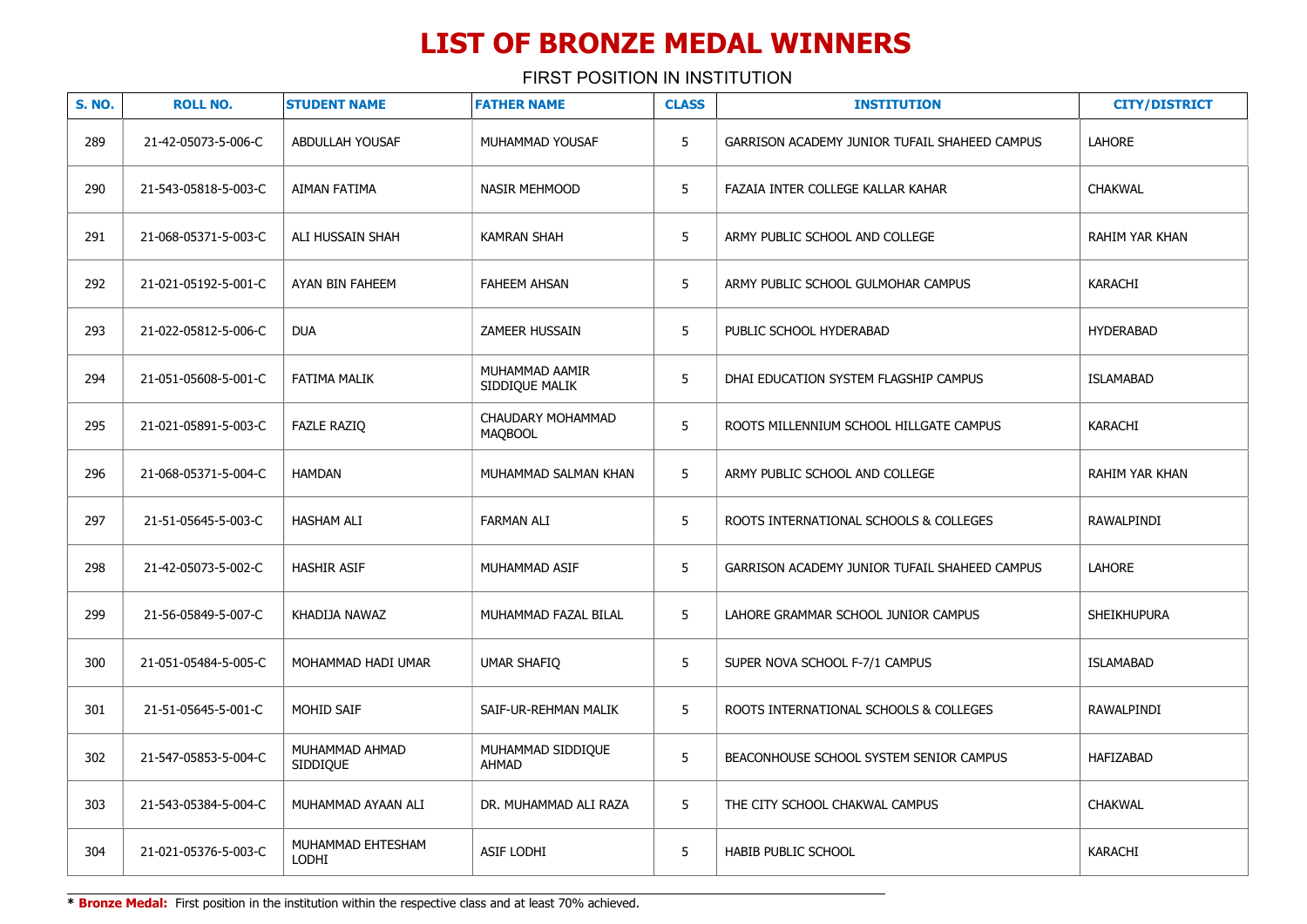# LIST OF BRONZE MEDAL WINNERS

FIRST POSITION IN INSTITUTION

| S. NO. | ROLL NO. | STUDENT NAME | FATHER NAME | CLASS | INSTITUTION | CITY/DISTRICT |
|---|---|---|---|---|---|---|
| 289 | 21-42-05073-5-006-C | ABDULLAH YOUSAF | MUHAMMAD YOUSAF | 5 | GARRISON ACADEMY JUNIOR TUFAIL SHAHEED CAMPUS | LAHORE |
| 290 | 21-543-05818-5-003-C | AIMAN FATIMA | NASIR MEHMOOD | 5 | FAZAIA INTER COLLEGE KALLAR KAHAR | CHAKWAL |
| 291 | 21-068-05371-5-003-C | ALI HUSSAIN SHAH | KAMRAN SHAH | 5 | ARMY PUBLIC SCHOOL AND COLLEGE | RAHIM YAR KHAN |
| 292 | 21-021-05192-5-001-C | AYAN BIN FAHEEM | FAHEEM AHSAN | 5 | ARMY PUBLIC SCHOOL GULMOHAR CAMPUS | KARACHI |
| 293 | 21-022-05812-5-006-C | DUA | ZAMEER HUSSAIN | 5 | PUBLIC SCHOOL HYDERABAD | HYDERABAD |
| 294 | 21-051-05608-5-001-C | FATIMA MALIK | MUHAMMAD AAMIR SIDDIQUE MALIK | 5 | DHAI EDUCATION SYSTEM FLAGSHIP CAMPUS | ISLAMABAD |
| 295 | 21-021-05891-5-003-C | FAZLE RAZIQ | CHAUDARY MOHAMMAD MAQBOOL | 5 | ROOTS MILLENNIUM SCHOOL HILLGATE CAMPUS | KARACHI |
| 296 | 21-068-05371-5-004-C | HAMDAN | MUHAMMAD SALMAN KHAN | 5 | ARMY PUBLIC SCHOOL AND COLLEGE | RAHIM YAR KHAN |
| 297 | 21-51-05645-5-003-C | HASHAM ALI | FARMAN ALI | 5 | ROOTS INTERNATIONAL SCHOOLS & COLLEGES | RAWALPINDI |
| 298 | 21-42-05073-5-002-C | HASHIR ASIF | MUHAMMAD ASIF | 5 | GARRISON ACADEMY JUNIOR TUFAIL SHAHEED CAMPUS | LAHORE |
| 299 | 21-56-05849-5-007-C | KHADIJA NAWAZ | MUHAMMAD FAZAL BILAL | 5 | LAHORE GRAMMAR SCHOOL JUNIOR CAMPUS | SHEIKHUPURA |
| 300 | 21-051-05484-5-005-C | MOHAMMAD HADI UMAR | UMAR SHAFIQ | 5 | SUPER NOVA SCHOOL F-7/1 CAMPUS | ISLAMABAD |
| 301 | 21-51-05645-5-001-C | MOHID SAIF | SAIF-UR-REHMAN MALIK | 5 | ROOTS INTERNATIONAL SCHOOLS & COLLEGES | RAWALPINDI |
| 302 | 21-547-05853-5-004-C | MUHAMMAD AHMAD SIDDIQUE | MUHAMMAD SIDDIQUE AHMAD | 5 | BEACONHOUSE SCHOOL SYSTEM SENIOR CAMPUS | HAFIZABAD |
| 303 | 21-543-05384-5-004-C | MUHAMMAD AYAAN ALI | DR. MUHAMMAD ALI RAZA | 5 | THE CITY SCHOOL CHAKWAL CAMPUS | CHAKWAL |
| 304 | 21-021-05376-5-003-C | MUHAMMAD EHTESHAM LODHI | ASIF LODHI | 5 | HABIB PUBLIC SCHOOL | KARACHI |

**\* Bronze Medal:** First position in the institution within the respective class and at least 70% achieved.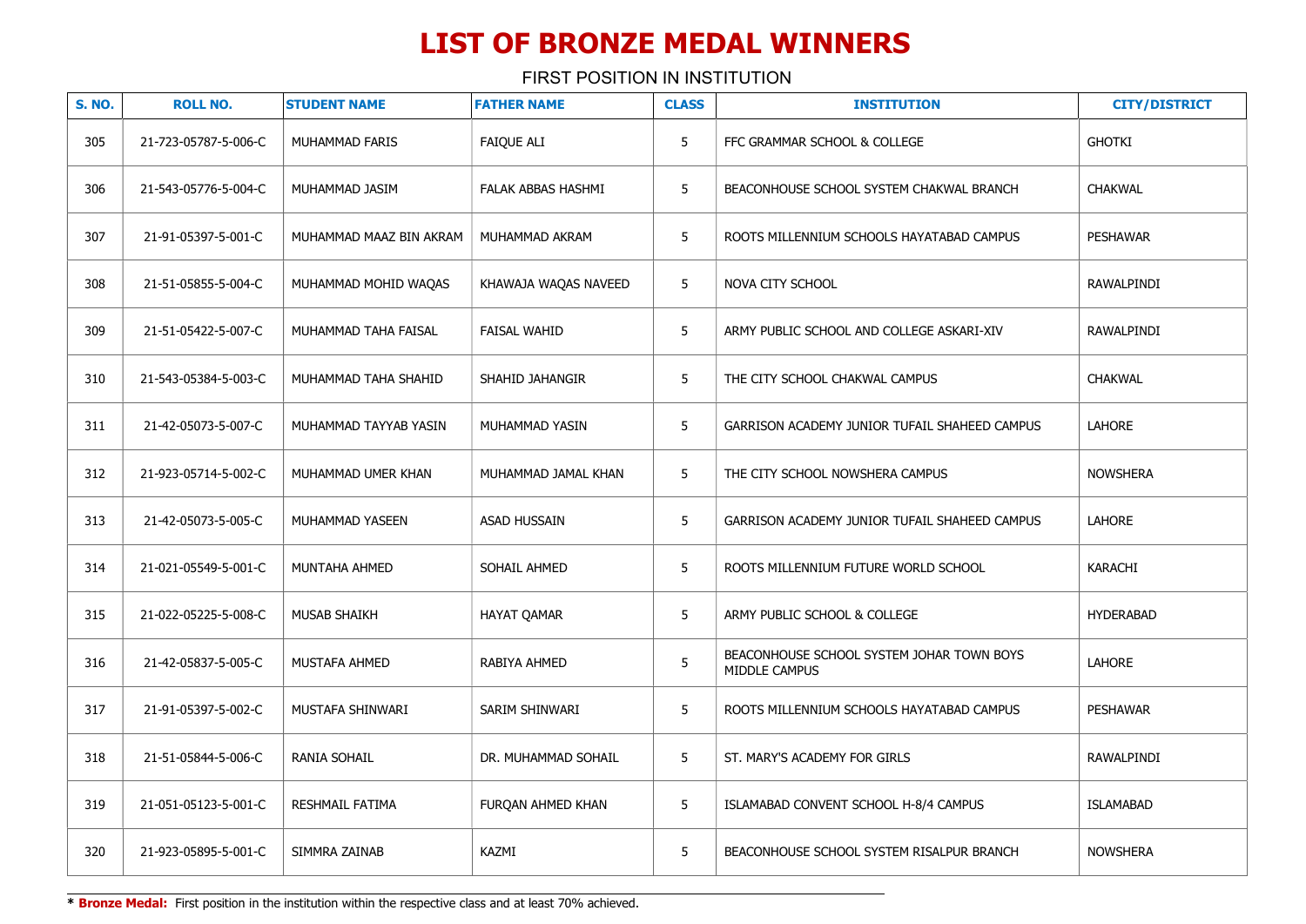# LIST OF BRONZE MEDAL WINNERS

FIRST POSITION IN INSTITUTION

| S. NO. | ROLL NO. | STUDENT NAME | FATHER NAME | CLASS | INSTITUTION | CITY/DISTRICT |
|---|---|---|---|---|---|---|
| 305 | 21-723-05787-5-006-C | MUHAMMAD FARIS | FAIQUE ALI | 5 | FFC GRAMMAR SCHOOL & COLLEGE | GHOTKI |
| 306 | 21-543-05776-5-004-C | MUHAMMAD JASIM | FALAK ABBAS HASHMI | 5 | BEACONHOUSE SCHOOL SYSTEM CHAKWAL BRANCH | CHAKWAL |
| 307 | 21-91-05397-5-001-C | MUHAMMAD MAAZ BIN AKRAM | MUHAMMAD AKRAM | 5 | ROOTS MILLENNIUM SCHOOLS HAYATABAD CAMPUS | PESHAWAR |
| 308 | 21-51-05855-5-004-C | MUHAMMAD MOHID WAQAS | KHAWAJA WAQAS NAVEED | 5 | NOVA CITY SCHOOL | RAWALPINDI |
| 309 | 21-51-05422-5-007-C | MUHAMMAD TAHA FAISAL | FAISAL WAHID | 5 | ARMY PUBLIC SCHOOL AND COLLEGE ASKARI-XIV | RAWALPINDI |
| 310 | 21-543-05384-5-003-C | MUHAMMAD TAHA SHAHID | SHAHID JAHANGIR | 5 | THE CITY SCHOOL CHAKWAL CAMPUS | CHAKWAL |
| 311 | 21-42-05073-5-007-C | MUHAMMAD TAYYAB YASIN | MUHAMMAD YASIN | 5 | GARRISON ACADEMY JUNIOR TUFAIL SHAHEED CAMPUS | LAHORE |
| 312 | 21-923-05714-5-002-C | MUHAMMAD UMER KHAN | MUHAMMAD JAMAL KHAN | 5 | THE CITY SCHOOL NOWSHERA CAMPUS | NOWSHERA |
| 313 | 21-42-05073-5-005-C | MUHAMMAD YASEEN | ASAD HUSSAIN | 5 | GARRISON ACADEMY JUNIOR TUFAIL SHAHEED CAMPUS | LAHORE |
| 314 | 21-021-05549-5-001-C | MUNTAHA AHMED | SOHAIL AHMED | 5 | ROOTS MILLENNIUM FUTURE WORLD SCHOOL | KARACHI |
| 315 | 21-022-05225-5-008-C | MUSAB SHAIKH | HAYAT QAMAR | 5 | ARMY PUBLIC SCHOOL & COLLEGE | HYDERABAD |
| 316 | 21-42-05837-5-005-C | MUSTAFA AHMED | RABIYA AHMED | 5 | BEACONHOUSE SCHOOL SYSTEM JOHAR TOWN BOYS MIDDLE CAMPUS | LAHORE |
| 317 | 21-91-05397-5-002-C | MUSTAFA SHINWARI | SARIM SHINWARI | 5 | ROOTS MILLENNIUM SCHOOLS HAYATABAD CAMPUS | PESHAWAR |
| 318 | 21-51-05844-5-006-C | RANIA SOHAIL | DR. MUHAMMAD SOHAIL | 5 | ST. MARY'S ACADEMY FOR GIRLS | RAWALPINDI |
| 319 | 21-051-05123-5-001-C | RESHMAIL FATIMA | FURQAN AHMED KHAN | 5 | ISLAMABAD CONVENT SCHOOL H-8/4 CAMPUS | ISLAMABAD |
| 320 | 21-923-05895-5-001-C | SIMMRA ZAINAB | KAZMI | 5 | BEACONHOUSE SCHOOL SYSTEM RISALPUR BRANCH | NOWSHERA |

**\* Bronze Medal:** First position in the institution within the respective class and at least 70% achieved.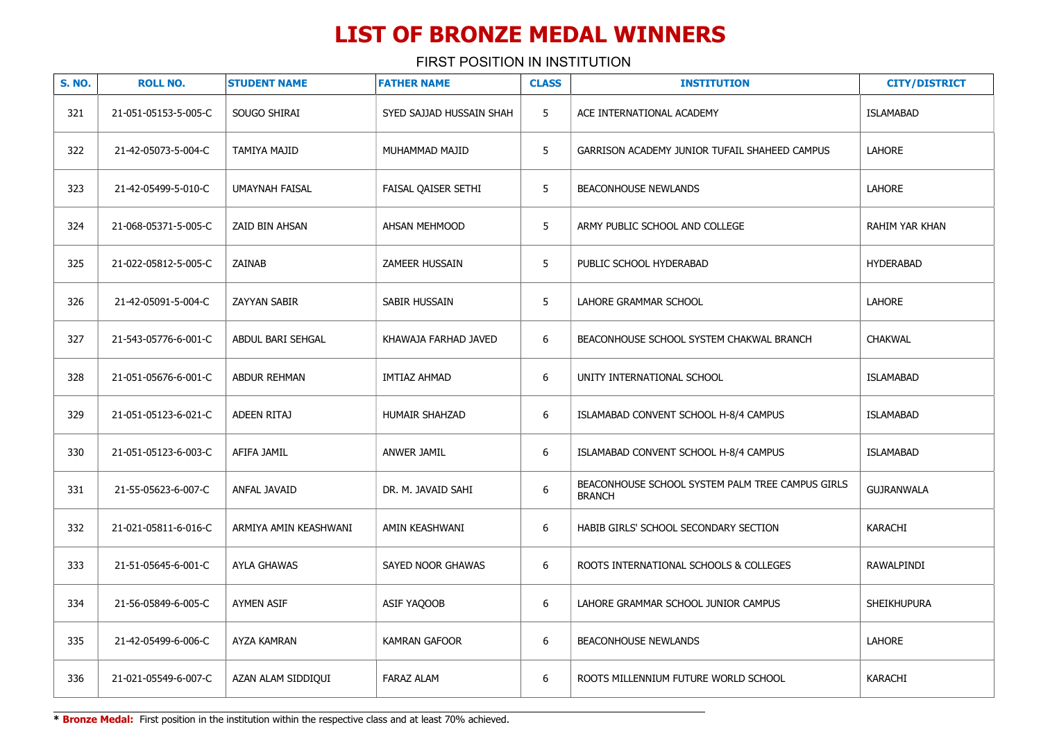# LIST OF BRONZE MEDAL WINNERS

FIRST POSITION IN INSTITUTION

| S. NO. | ROLL NO. | STUDENT NAME | FATHER NAME | CLASS | INSTITUTION | CITY/DISTRICT |
|---|---|---|---|---|---|---|
| 321 | 21-051-05153-5-005-C | SOUGO SHIRAI | SYED SAJJAD HUSSAIN SHAH | 5 | ACE INTERNATIONAL ACADEMY | ISLAMABAD |
| 322 | 21-42-05073-5-004-C | TAMIYA MAJID | MUHAMMAD MAJID | 5 | GARRISON ACADEMY JUNIOR TUFAIL SHAHEED CAMPUS | LAHORE |
| 323 | 21-42-05499-5-010-C | UMAYNAH FAISAL | FAISAL QAISER SETHI | 5 | BEACONHOUSE NEWLANDS | LAHORE |
| 324 | 21-068-05371-5-005-C | ZAID BIN AHSAN | AHSAN MEHMOOD | 5 | ARMY PUBLIC SCHOOL AND COLLEGE | RAHIM YAR KHAN |
| 325 | 21-022-05812-5-005-C | ZAINAB | ZAMEER HUSSAIN | 5 | PUBLIC SCHOOL HYDERABAD | HYDERABAD |
| 326 | 21-42-05091-5-004-C | ZAYYAN SABIR | SABIR HUSSAIN | 5 | LAHORE GRAMMAR SCHOOL | LAHORE |
| 327 | 21-543-05776-6-001-C | ABDUL BARI SEHGAL | KHAWAJA FARHAD JAVED | 6 | BEACONHOUSE SCHOOL SYSTEM CHAKWAL BRANCH | CHAKWAL |
| 328 | 21-051-05676-6-001-C | ABDUR REHMAN | IMTIAZ AHMAD | 6 | UNITY INTERNATIONAL SCHOOL | ISLAMABAD |
| 329 | 21-051-05123-6-021-C | ADEEN RITAJ | HUMAIR SHAHZAD | 6 | ISLAMABAD CONVENT SCHOOL H-8/4 CAMPUS | ISLAMABAD |
| 330 | 21-051-05123-6-003-C | AFIFA JAMIL | ANWER JAMIL | 6 | ISLAMABAD CONVENT SCHOOL H-8/4 CAMPUS | ISLAMABAD |
| 331 | 21-55-05623-6-007-C | ANFAL JAVAID | DR. M. JAVAID SAHI | 6 | BEACONHOUSE SCHOOL SYSTEM PALM TREE CAMPUS GIRLS BRANCH | GUJRANWALA |
| 332 | 21-021-05811-6-016-C | ARMIYA AMIN KEASHWANI | AMIN KEASHWANI | 6 | HABIB GIRLS' SCHOOL SECONDARY SECTION | KARACHI |
| 333 | 21-51-05645-6-001-C | AYLA GHAWAS | SAYED NOOR GHAWAS | 6 | ROOTS INTERNATIONAL SCHOOLS & COLLEGES | RAWALPINDI |
| 334 | 21-56-05849-6-005-C | AYMEN ASIF | ASIF YAQOOB | 6 | LAHORE GRAMMAR SCHOOL JUNIOR CAMPUS | SHEIKHUPURA |
| 335 | 21-42-05499-6-006-C | AYZA KAMRAN | KAMRAN GAFOOR | 6 | BEACONHOUSE NEWLANDS | LAHORE |
| 336 | 21-021-05549-6-007-C | AZAN ALAM SIDDIQUI | FARAZ ALAM | 6 | ROOTS MILLENNIUM FUTURE WORLD SCHOOL | KARACHI |

* **Bronze Medal:** First position in the institution within the respective class and at least 70% achieved.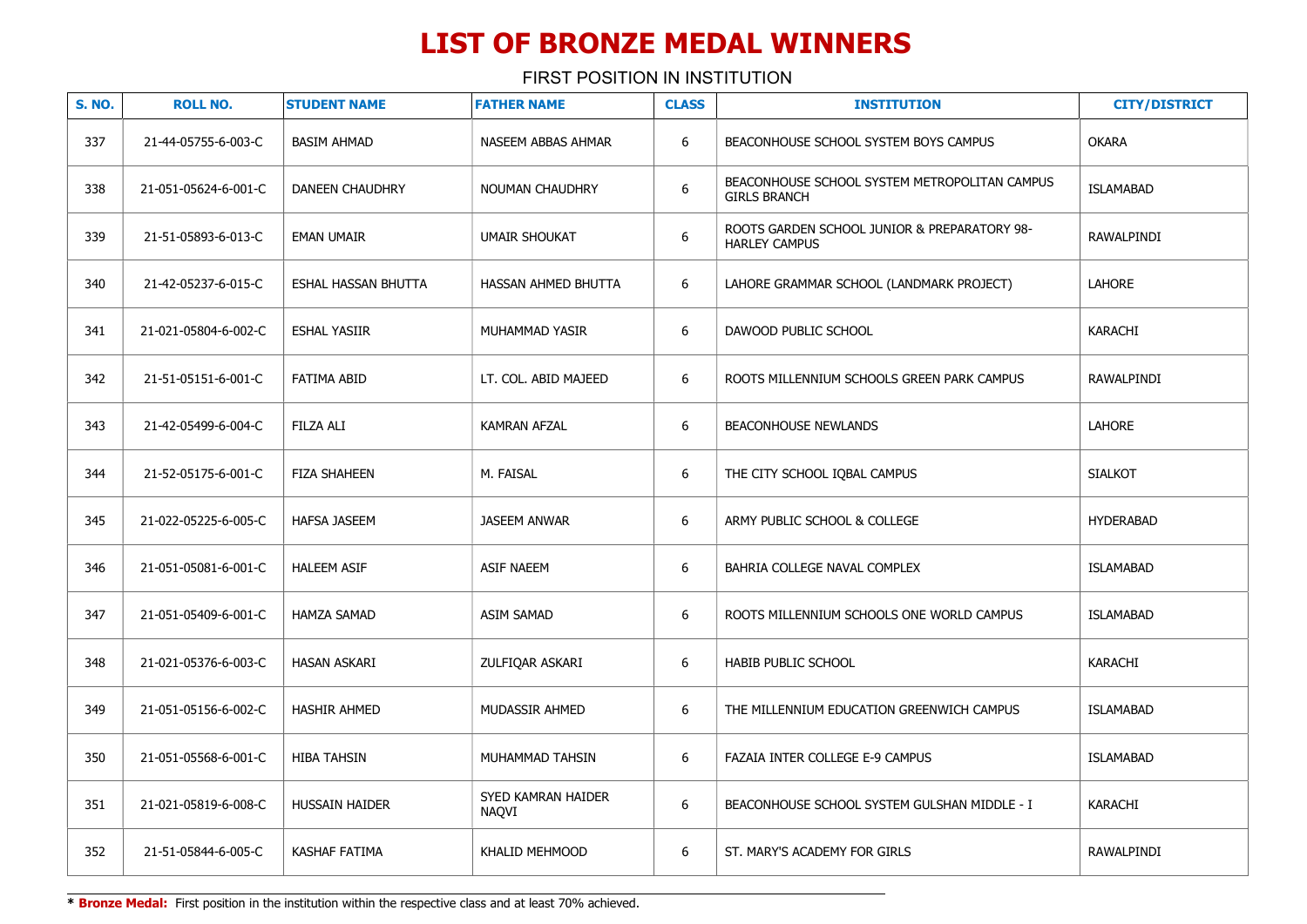# LIST OF BRONZE MEDAL WINNERS

FIRST POSITION IN INSTITUTION

| S. NO. | ROLL NO. | STUDENT NAME | FATHER NAME | CLASS | INSTITUTION | CITY/DISTRICT |
|---|---|---|---|---|---|---|
| 337 | 21-44-05755-6-003-C | BASIM AHMAD | NASEEM ABBAS AHMAR | 6 | BEACONHOUSE SCHOOL SYSTEM BOYS CAMPUS | OKARA |
| 338 | 21-051-05624-6-001-C | DANEEN CHAUDHRY | NOUMAN CHAUDHRY | 6 | BEACONHOUSE SCHOOL SYSTEM METROPOLITAN CAMPUS GIRLS BRANCH | ISLAMABAD |
| 339 | 21-51-05893-6-013-C | EMAN UMAIR | UMAIR SHOUKAT | 6 | ROOTS GARDEN SCHOOL JUNIOR & PREPARATORY 98-HARLEY CAMPUS | RAWALPINDI |
| 340 | 21-42-05237-6-015-C | ESHAL HASSAN BHUTTA | HASSAN AHMED BHUTTA | 6 | LAHORE GRAMMAR SCHOOL (LANDMARK PROJECT) | LAHORE |
| 341 | 21-021-05804-6-002-C | ESHAL YASIIR | MUHAMMAD YASIR | 6 | DAWOOD PUBLIC SCHOOL | KARACHI |
| 342 | 21-51-05151-6-001-C | FATIMA ABID | LT. COL. ABID MAJEED | 6 | ROOTS MILLENNIUM SCHOOLS GREEN PARK CAMPUS | RAWALPINDI |
| 343 | 21-42-05499-6-004-C | FILZA ALI | KAMRAN AFZAL | 6 | BEACONHOUSE NEWLANDS | LAHORE |
| 344 | 21-52-05175-6-001-C | FIZA SHAHEEN | M. FAISAL | 6 | THE CITY SCHOOL IQBAL CAMPUS | SIALKOT |
| 345 | 21-022-05225-6-005-C | HAFSA JASEEM | JASEEM ANWAR | 6 | ARMY PUBLIC SCHOOL & COLLEGE | HYDERABAD |
| 346 | 21-051-05081-6-001-C | HALEEM ASIF | ASIF NAEEM | 6 | BAHRIA COLLEGE NAVAL COMPLEX | ISLAMABAD |
| 347 | 21-051-05409-6-001-C | HAMZA SAMAD | ASIM SAMAD | 6 | ROOTS MILLENNIUM SCHOOLS ONE WORLD CAMPUS | ISLAMABAD |
| 348 | 21-021-05376-6-003-C | HASAN ASKARI | ZULFIQAR ASKARI | 6 | HABIB PUBLIC SCHOOL | KARACHI |
| 349 | 21-051-05156-6-002-C | HASHIR AHMED | MUDASSIR AHMED | 6 | THE MILLENNIUM EDUCATION GREENWICH CAMPUS | ISLAMABAD |
| 350 | 21-051-05568-6-001-C | HIBA TAHSIN | MUHAMMAD TAHSIN | 6 | FAZAIA INTER COLLEGE E-9 CAMPUS | ISLAMABAD |
| 351 | 21-021-05819-6-008-C | HUSSAIN HAIDER | SYED KAMRAN HAIDER NAQVI | 6 | BEACONHOUSE SCHOOL SYSTEM GULSHAN MIDDLE - I | KARACHI |
| 352 | 21-51-05844-6-005-C | KASHAF FATIMA | KHALID MEHMOOD | 6 | ST. MARY'S ACADEMY FOR GIRLS | RAWALPINDI |

* **Bronze Medal:** First position in the institution within the respective class and at least 70% achieved.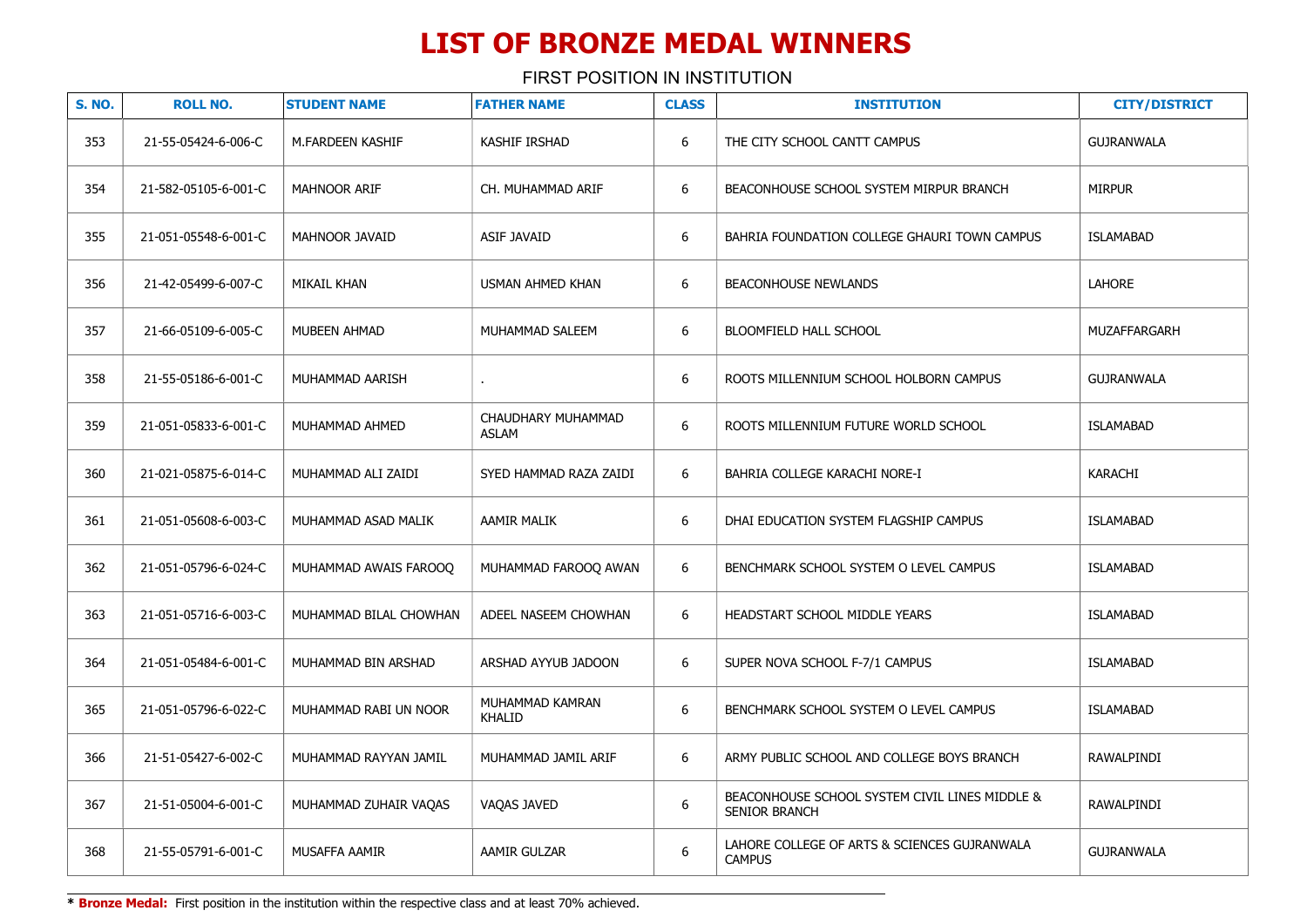# LIST OF BRONZE MEDAL WINNERS

FIRST POSITION IN INSTITUTION

| S. NO. | ROLL NO. | STUDENT NAME | FATHER NAME | CLASS | INSTITUTION | CITY/DISTRICT |
|---|---|---|---|---|---|---|
| 353 | 21-55-05424-6-006-C | M.FARDEEN KASHIF | KASHIF IRSHAD | 6 | THE CITY SCHOOL CANTT CAMPUS | GUJRANWALA |
| 354 | 21-582-05105-6-001-C | MAHNOOR ARIF | CH. MUHAMMAD ARIF | 6 | BEACONHOUSE SCHOOL SYSTEM MIRPUR BRANCH | MIRPUR |
| 355 | 21-051-05548-6-001-C | MAHNOOR JAVAID | ASIF JAVAID | 6 | BAHRIA FOUNDATION COLLEGE GHAURI TOWN CAMPUS | ISLAMABAD |
| 356 | 21-42-05499-6-007-C | MIKAIL KHAN | USMAN AHMED KHAN | 6 | BEACONHOUSE NEWLANDS | LAHORE |
| 357 | 21-66-05109-6-005-C | MUBEEN AHMAD | MUHAMMAD SALEEM | 6 | BLOOMFIELD HALL SCHOOL | MUZAFFARGARH |
| 358 | 21-55-05186-6-001-C | MUHAMMAD AARISH | . | 6 | ROOTS MILLENNIUM SCHOOL HOLBORN CAMPUS | GUJRANWALA |
| 359 | 21-051-05833-6-001-C | MUHAMMAD AHMED | CHAUDHARY MUHAMMAD ASLAM | 6 | ROOTS MILLENNIUM FUTURE WORLD SCHOOL | ISLAMABAD |
| 360 | 21-021-05875-6-014-C | MUHAMMAD ALI ZAIDI | SYED HAMMAD RAZA ZAIDI | 6 | BAHRIA COLLEGE KARACHI NORE-I | KARACHI |
| 361 | 21-051-05608-6-003-C | MUHAMMAD ASAD MALIK | AAMIR MALIK | 6 | DHAI EDUCATION SYSTEM FLAGSHIP CAMPUS | ISLAMABAD |
| 362 | 21-051-05796-6-024-C | MUHAMMAD AWAIS FAROOQ | MUHAMMAD FAROOQ AWAN | 6 | BENCHMARK SCHOOL SYSTEM O LEVEL CAMPUS | ISLAMABAD |
| 363 | 21-051-05716-6-003-C | MUHAMMAD BILAL CHOWHAN | ADEEL NASEEM CHOWHAN | 6 | HEADSTART SCHOOL MIDDLE YEARS | ISLAMABAD |
| 364 | 21-051-05484-6-001-C | MUHAMMAD BIN ARSHAD | ARSHAD AYYUB JADOON | 6 | SUPER NOVA SCHOOL F-7/1 CAMPUS | ISLAMABAD |
| 365 | 21-051-05796-6-022-C | MUHAMMAD RABI UN NOOR | MUHAMMAD KAMRAN KHALID | 6 | BENCHMARK SCHOOL SYSTEM O LEVEL CAMPUS | ISLAMABAD |
| 366 | 21-51-05427-6-002-C | MUHAMMAD RAYYAN JAMIL | MUHAMMAD JAMIL ARIF | 6 | ARMY PUBLIC SCHOOL AND COLLEGE BOYS BRANCH | RAWALPINDI |
| 367 | 21-51-05004-6-001-C | MUHAMMAD ZUHAIR VAQAS | VAQAS JAVED | 6 | BEACONHOUSE SCHOOL SYSTEM CIVIL LINES MIDDLE & SENIOR BRANCH | RAWALPINDI |
| 368 | 21-55-05791-6-001-C | MUSAFFA AAMIR | AAMIR GULZAR | 6 | LAHORE COLLEGE OF ARTS & SCIENCES GUJRANWALA CAMPUS | GUJRANWALA |

* **Bronze Medal:** First position in the institution within the respective class and at least 70% achieved.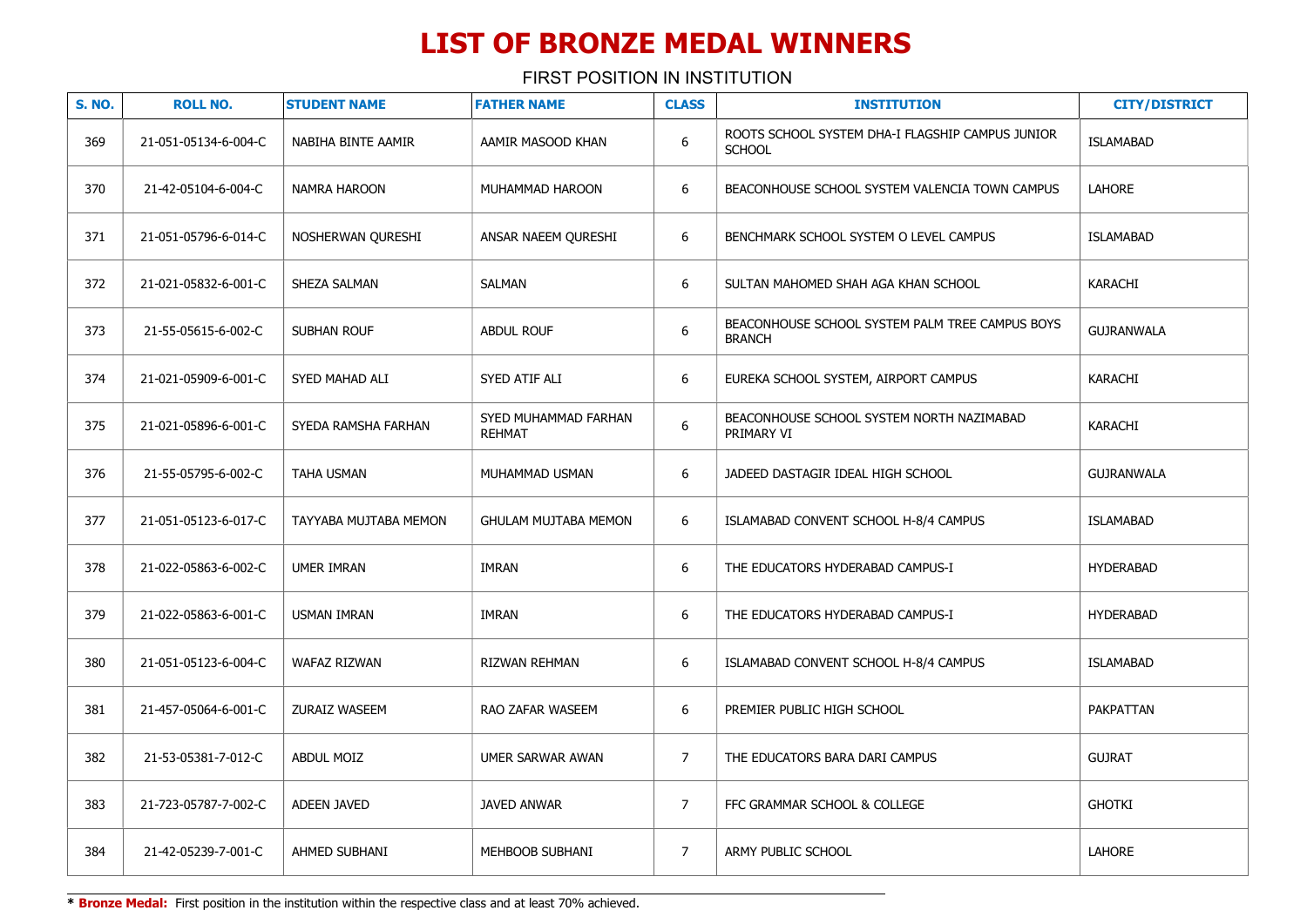# LIST OF BRONZE MEDAL WINNERS

FIRST POSITION IN INSTITUTION

| S. NO. | ROLL NO. | STUDENT NAME | FATHER NAME | CLASS | INSTITUTION | CITY/DISTRICT |
|---|---|---|---|---|---|---|
| 369 | 21-051-05134-6-004-C | NABIHA BINTE AAMIR | AAMIR MASOOD KHAN | 6 | ROOTS SCHOOL SYSTEM DHA-I FLAGSHIP CAMPUS JUNIOR SCHOOL | ISLAMABAD |
| 370 | 21-42-05104-6-004-C | NAMRA HAROON | MUHAMMAD HAROON | 6 | BEACONHOUSE SCHOOL SYSTEM VALENCIA TOWN CAMPUS | LAHORE |
| 371 | 21-051-05796-6-014-C | NOSHERWAN QURESHI | ANSAR NAEEM QURESHI | 6 | BENCHMARK SCHOOL SYSTEM O LEVEL CAMPUS | ISLAMABAD |
| 372 | 21-021-05832-6-001-C | SHEZA SALMAN | SALMAN | 6 | SULTAN MAHOMED SHAH AGA KHAN SCHOOL | KARACHI |
| 373 | 21-55-05615-6-002-C | SUBHAN ROUF | ABDUL ROUF | 6 | BEACONHOUSE SCHOOL SYSTEM PALM TREE CAMPUS BOYS BRANCH | GUJRANWALA |
| 374 | 21-021-05909-6-001-C | SYED MAHAD ALI | SYED ATIF ALI | 6 | EUREKA SCHOOL SYSTEM, AIRPORT CAMPUS | KARACHI |
| 375 | 21-021-05896-6-001-C | SYEDA RAMSHA FARHAN | SYED MUHAMMAD FARHAN REHMAT | 6 | BEACONHOUSE SCHOOL SYSTEM NORTH NAZIMABAD PRIMARY VI | KARACHI |
| 376 | 21-55-05795-6-002-C | TAHA USMAN | MUHAMMAD USMAN | 6 | JADEED DASTAGIR IDEAL HIGH SCHOOL | GUJRANWALA |
| 377 | 21-051-05123-6-017-C | TAYYABA MUJTABA MEMON | GHULAM MUJTABA MEMON | 6 | ISLAMABAD CONVENT SCHOOL H-8/4 CAMPUS | ISLAMABAD |
| 378 | 21-022-05863-6-002-C | UMER IMRAN | IMRAN | 6 | THE EDUCATORS HYDERABAD CAMPUS-I | HYDERABAD |
| 379 | 21-022-05863-6-001-C | USMAN IMRAN | IMRAN | 6 | THE EDUCATORS HYDERABAD CAMPUS-I | HYDERABAD |
| 380 | 21-051-05123-6-004-C | WAFAZ RIZWAN | RIZWAN REHMAN | 6 | ISLAMABAD CONVENT SCHOOL H-8/4 CAMPUS | ISLAMABAD |
| 381 | 21-457-05064-6-001-C | ZURAIZ WASEEM | RAO ZAFAR WASEEM | 6 | PREMIER PUBLIC HIGH SCHOOL | PAKPATTAN |
| 382 | 21-53-05381-7-012-C | ABDUL MOIZ | UMER SARWAR AWAN | 7 | THE EDUCATORS BARA DARI CAMPUS | GUJRAT |
| 383 | 21-723-05787-7-002-C | ADEEN JAVED | JAVED ANWAR | 7 | FFC GRAMMAR SCHOOL & COLLEGE | GHOTKI |
| 384 | 21-42-05239-7-001-C | AHMED SUBHANI | MEHBOOB SUBHANI | 7 | ARMY PUBLIC SCHOOL | LAHORE |

* **Bronze Medal:** First position in the institution within the respective class and at least 70% achieved.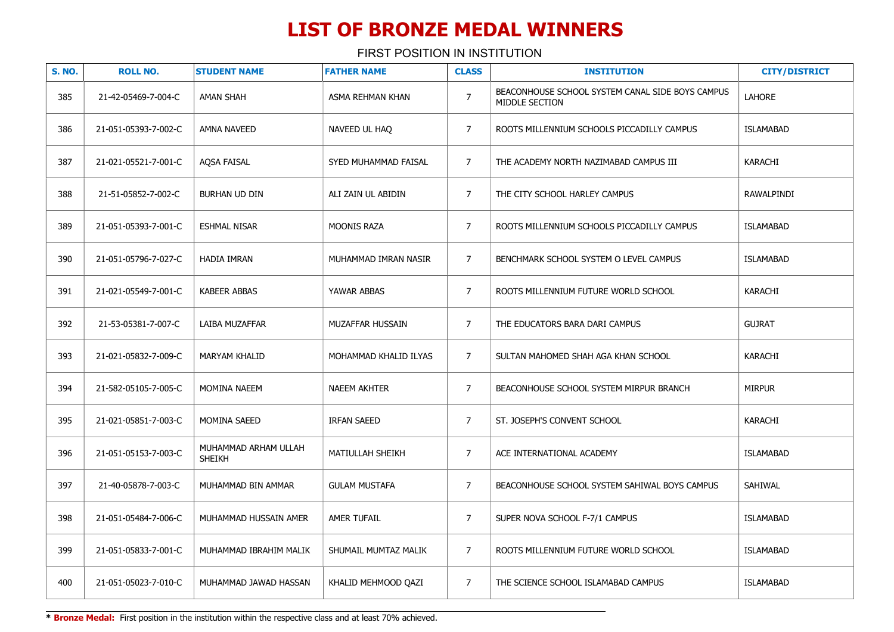# LIST OF BRONZE MEDAL WINNERS

FIRST POSITION IN INSTITUTION

| S. NO. | ROLL NO. | STUDENT NAME | FATHER NAME | CLASS | INSTITUTION | CITY/DISTRICT |
|---|---|---|---|---|---|---|
| 385 | 21-42-05469-7-004-C | AMAN SHAH | ASMA REHMAN KHAN | 7 | BEACONHOUSE SCHOOL SYSTEM CANAL SIDE BOYS CAMPUS MIDDLE SECTION | LAHORE |
| 386 | 21-051-05393-7-002-C | AMNA NAVEED | NAVEED UL HAQ | 7 | ROOTS MILLENNIUM SCHOOLS PICCADILLY CAMPUS | ISLAMABAD |
| 387 | 21-021-05521-7-001-C | AQSA FAISAL | SYED MUHAMMAD FAISAL | 7 | THE ACADEMY NORTH NAZIMABAD CAMPUS III | KARACHI |
| 388 | 21-51-05852-7-002-C | BURHAN UD DIN | ALI ZAIN UL ABIDIN | 7 | THE CITY SCHOOL HARLEY CAMPUS | RAWALPINDI |
| 389 | 21-051-05393-7-001-C | ESHMAL NISAR | MOONIS RAZA | 7 | ROOTS MILLENNIUM SCHOOLS PICCADILLY CAMPUS | ISLAMABAD |
| 390 | 21-051-05796-7-027-C | HADIA IMRAN | MUHAMMAD IMRAN NASIR | 7 | BENCHMARK SCHOOL SYSTEM O LEVEL CAMPUS | ISLAMABAD |
| 391 | 21-021-05549-7-001-C | KABEER ABBAS | YAWAR ABBAS | 7 | ROOTS MILLENNIUM FUTURE WORLD SCHOOL | KARACHI |
| 392 | 21-53-05381-7-007-C | LAIBA MUZAFFAR | MUZAFFAR HUSSAIN | 7 | THE EDUCATORS BARA DARI CAMPUS | GUJRAT |
| 393 | 21-021-05832-7-009-C | MARYAM KHALID | MOHAMMAD KHALID ILYAS | 7 | SULTAN MAHOMED SHAH AGA KHAN SCHOOL | KARACHI |
| 394 | 21-582-05105-7-005-C | MOMINA NAEEM | NAEEM AKHTER | 7 | BEACONHOUSE SCHOOL SYSTEM MIRPUR BRANCH | MIRPUR |
| 395 | 21-021-05851-7-003-C | MOMINA SAEED | IRFAN SAEED | 7 | ST. JOSEPH'S CONVENT SCHOOL | KARACHI |
| 396 | 21-051-05153-7-003-C | MUHAMMAD ARHAM ULLAH SHEIKH | MATIULLAH SHEIKH | 7 | ACE INTERNATIONAL ACADEMY | ISLAMABAD |
| 397 | 21-40-05878-7-003-C | MUHAMMAD BIN AMMAR | GULAM MUSTAFA | 7 | BEACONHOUSE SCHOOL SYSTEM SAHIWAL BOYS CAMPUS | SAHIWAL |
| 398 | 21-051-05484-7-006-C | MUHAMMAD HUSSAIN AMER | AMER TUFAIL | 7 | SUPER NOVA SCHOOL F-7/1 CAMPUS | ISLAMABAD |
| 399 | 21-051-05833-7-001-C | MUHAMMAD IBRAHIM MALIK | SHUMAIL MUMTAZ MALIK | 7 | ROOTS MILLENNIUM FUTURE WORLD SCHOOL | ISLAMABAD |
| 400 | 21-051-05023-7-010-C | MUHAMMAD JAWAD HASSAN | KHALID MEHMOOD QAZI | 7 | THE SCIENCE SCHOOL ISLAMABAD CAMPUS | ISLAMABAD |

* **Bronze Medal:** First position in the institution within the respective class and at least 70% achieved.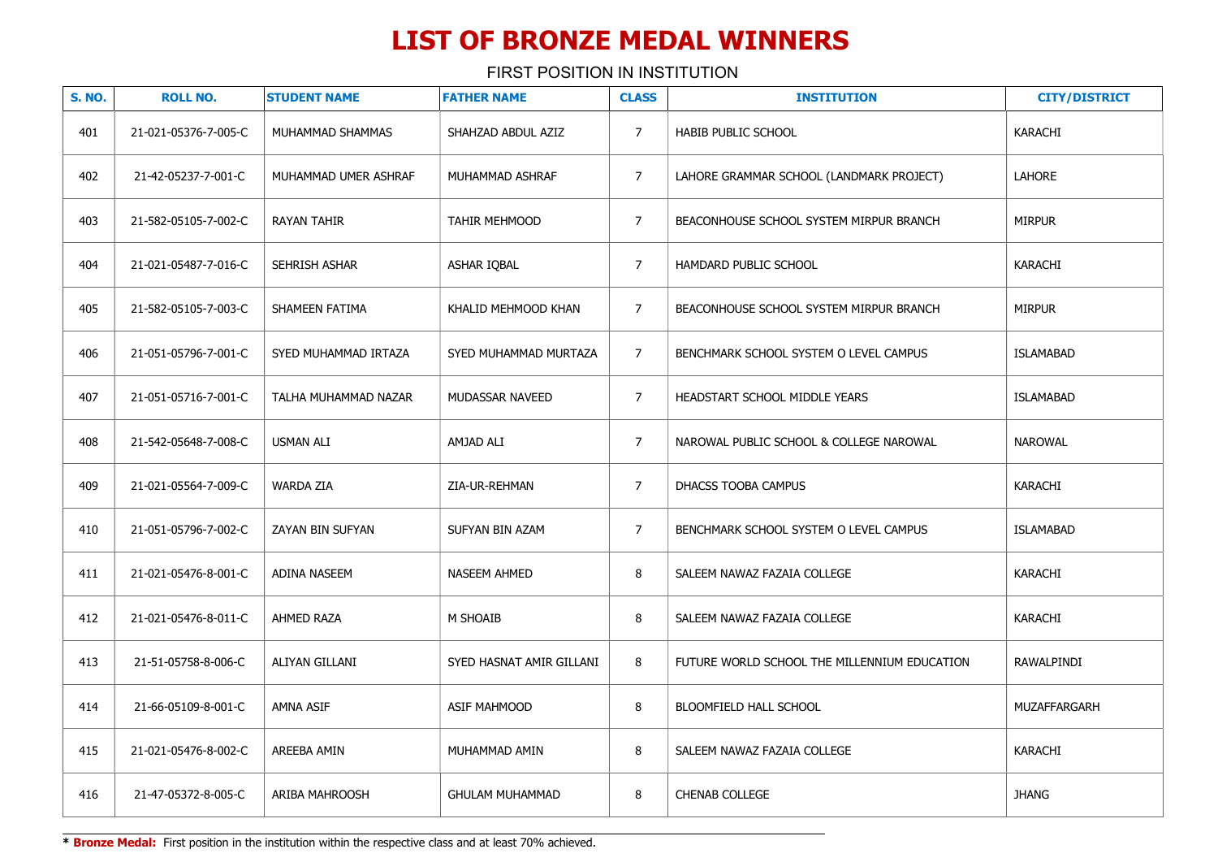# LIST OF BRONZE MEDAL WINNERS

FIRST POSITION IN INSTITUTION

| S. NO. | ROLL NO. | STUDENT NAME | FATHER NAME | CLASS | INSTITUTION | CITY/DISTRICT |
|---|---|---|---|---|---|---|
| 401 | 21-021-05376-7-005-C | MUHAMMAD SHAMMAS | SHAHZAD ABDUL AZIZ | 7 | HABIB PUBLIC SCHOOL | KARACHI |
| 402 | 21-42-05237-7-001-C | MUHAMMAD UMER ASHRAF | MUHAMMAD ASHRAF | 7 | LAHORE GRAMMAR SCHOOL (LANDMARK PROJECT) | LAHORE |
| 403 | 21-582-05105-7-002-C | RAYAN TAHIR | TAHIR MEHMOOD | 7 | BEACONHOUSE SCHOOL SYSTEM MIRPUR BRANCH | MIRPUR |
| 404 | 21-021-05487-7-016-C | SEHRISH ASHAR | ASHAR IQBAL | 7 | HAMDARD PUBLIC SCHOOL | KARACHI |
| 405 | 21-582-05105-7-003-C | SHAMEEN FATIMA | KHALID MEHMOOD KHAN | 7 | BEACONHOUSE SCHOOL SYSTEM MIRPUR BRANCH | MIRPUR |
| 406 | 21-051-05796-7-001-C | SYED MUHAMMAD IRTAZA | SYED MUHAMMAD MURTAZA | 7 | BENCHMARK SCHOOL SYSTEM O LEVEL CAMPUS | ISLAMABAD |
| 407 | 21-051-05716-7-001-C | TALHA MUHAMMAD NAZAR | MUDASSAR NAVEED | 7 | HEADSTART SCHOOL MIDDLE YEARS | ISLAMABAD |
| 408 | 21-542-05648-7-008-C | USMAN ALI | AMJAD ALI | 7 | NAROWAL PUBLIC SCHOOL & COLLEGE NAROWAL | NAROWAL |
| 409 | 21-021-05564-7-009-C | WARDA ZIA | ZIA-UR-REHMAN | 7 | DHACSS TOOBA CAMPUS | KARACHI |
| 410 | 21-051-05796-7-002-C | ZAYAN BIN SUFYAN | SUFYAN BIN AZAM | 7 | BENCHMARK SCHOOL SYSTEM O LEVEL CAMPUS | ISLAMABAD |
| 411 | 21-021-05476-8-001-C | ADINA NASEEM | NASEEM AHMED | 8 | SALEEM NAWAZ FAZAIA COLLEGE | KARACHI |
| 412 | 21-021-05476-8-011-C | AHMED RAZA | M SHOAIB | 8 | SALEEM NAWAZ FAZAIA COLLEGE | KARACHI |
| 413 | 21-51-05758-8-006-C | ALIYAN GILLANI | SYED HASNAT AMIR GILLANI | 8 | FUTURE WORLD SCHOOL THE MILLENNIUM EDUCATION | RAWALPINDI |
| 414 | 21-66-05109-8-001-C | AMNA ASIF | ASIF MAHMOOD | 8 | BLOOMFIELD HALL SCHOOL | MUZAFFARGARH |
| 415 | 21-021-05476-8-002-C | AREEBA AMIN | MUHAMMAD AMIN | 8 | SALEEM NAWAZ FAZAIA COLLEGE | KARACHI |
| 416 | 21-47-05372-8-005-C | ARIBA MAHROOSH | GHULAM MUHAMMAD | 8 | CHENAB COLLEGE | JHANG |

* **Bronze Medal:** First position in the institution within the respective class and at least 70% achieved.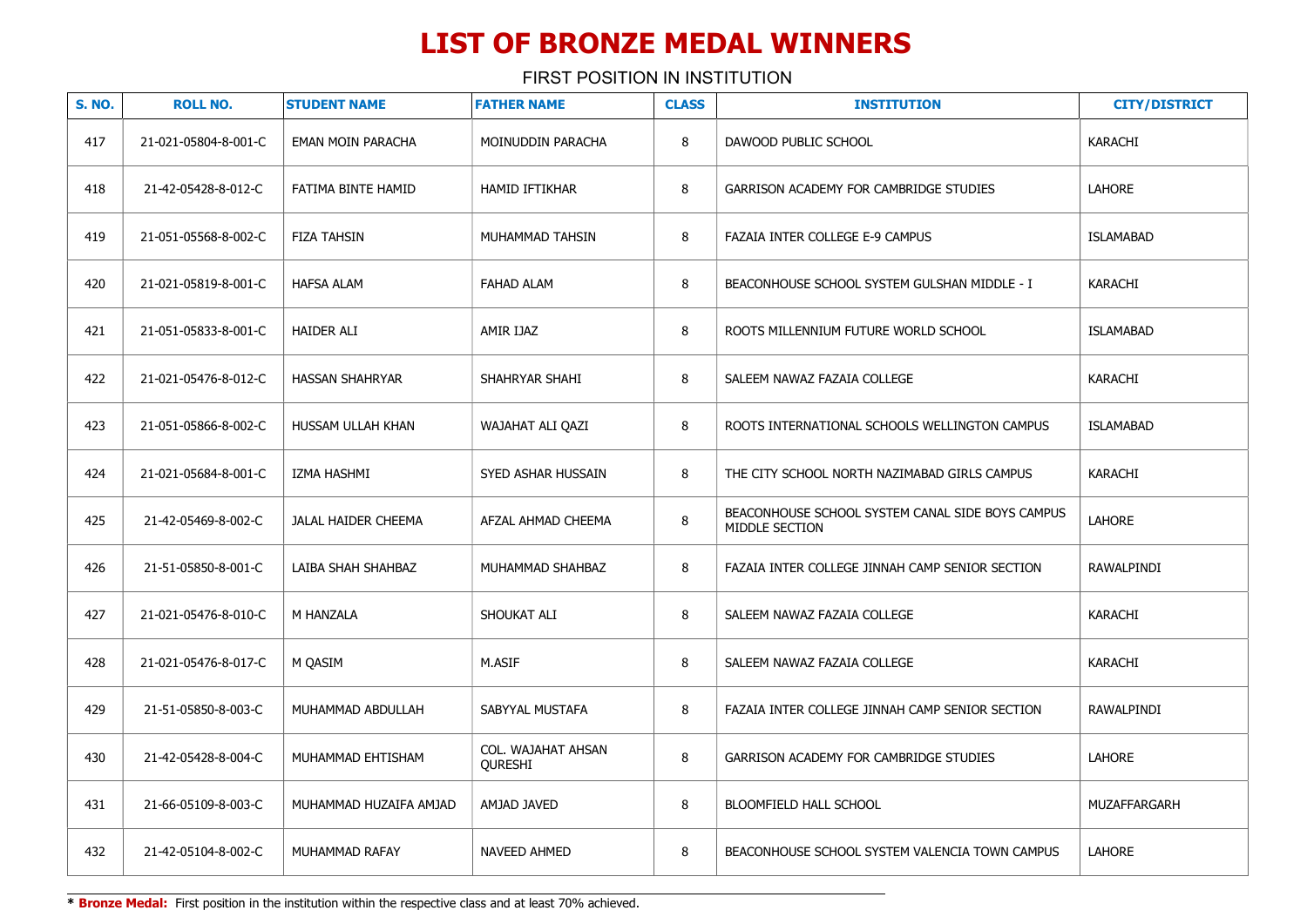# LIST OF BRONZE MEDAL WINNERS

FIRST POSITION IN INSTITUTION

| S. NO. | ROLL NO. | STUDENT NAME | FATHER NAME | CLASS | INSTITUTION | CITY/DISTRICT |
|---|---|---|---|---|---|---|
| 417 | 21-021-05804-8-001-C | EMAN MOIN PARACHA | MOINUDDIN PARACHA | 8 | DAWOOD PUBLIC SCHOOL | KARACHI |
| 418 | 21-42-05428-8-012-C | FATIMA BINTE HAMID | HAMID IFTIKHAR | 8 | GARRISON ACADEMY FOR CAMBRIDGE STUDIES | LAHORE |
| 419 | 21-051-05568-8-002-C | FIZA TAHSIN | MUHAMMAD TAHSIN | 8 | FAZAIA INTER COLLEGE E-9 CAMPUS | ISLAMABAD |
| 420 | 21-021-05819-8-001-C | HAFSA ALAM | FAHAD ALAM | 8 | BEACONHOUSE SCHOOL SYSTEM GULSHAN MIDDLE - I | KARACHI |
| 421 | 21-051-05833-8-001-C | HAIDER ALI | AMIR IJAZ | 8 | ROOTS MILLENNIUM FUTURE WORLD SCHOOL | ISLAMABAD |
| 422 | 21-021-05476-8-012-C | HASSAN SHAHRYAR | SHAHRYAR SHAHI | 8 | SALEEM NAWAZ FAZAIA COLLEGE | KARACHI |
| 423 | 21-051-05866-8-002-C | HUSSAM ULLAH KHAN | WAJAHAT ALI QAZI | 8 | ROOTS INTERNATIONAL SCHOOLS WELLINGTON CAMPUS | ISLAMABAD |
| 424 | 21-021-05684-8-001-C | IZMA HASHMI | SYED ASHAR HUSSAIN | 8 | THE CITY SCHOOL NORTH NAZIMABAD GIRLS CAMPUS | KARACHI |
| 425 | 21-42-05469-8-002-C | JALAL HAIDER CHEEMA | AFZAL AHMAD CHEEMA | 8 | BEACONHOUSE SCHOOL SYSTEM CANAL SIDE BOYS CAMPUS MIDDLE SECTION | LAHORE |
| 426 | 21-51-05850-8-001-C | LAIBA SHAH SHAHBAZ | MUHAMMAD SHAHBAZ | 8 | FAZAIA INTER COLLEGE JINNAH CAMP SENIOR SECTION | RAWALPINDI |
| 427 | 21-021-05476-8-010-C | M HANZALA | SHOUKAT ALI | 8 | SALEEM NAWAZ FAZAIA COLLEGE | KARACHI |
| 428 | 21-021-05476-8-017-C | M QASIM | M.ASIF | 8 | SALEEM NAWAZ FAZAIA COLLEGE | KARACHI |
| 429 | 21-51-05850-8-003-C | MUHAMMAD ABDULLAH | SABYYAL MUSTAFA | 8 | FAZAIA INTER COLLEGE JINNAH CAMP SENIOR SECTION | RAWALPINDI |
| 430 | 21-42-05428-8-004-C | MUHAMMAD EHTISHAM | COL. WAJAHAT AHSAN QURESHI | 8 | GARRISON ACADEMY FOR CAMBRIDGE STUDIES | LAHORE |
| 431 | 21-66-05109-8-003-C | MUHAMMAD HUZAIFA AMJAD | AMJAD JAVED | 8 | BLOOMFIELD HALL SCHOOL | MUZAFFARGARH |
| 432 | 21-42-05104-8-002-C | MUHAMMAD RAFAY | NAVEED AHMED | 8 | BEACONHOUSE SCHOOL SYSTEM VALENCIA TOWN CAMPUS | LAHORE |

* **Bronze Medal:** First position in the institution within the respective class and at least 70% achieved.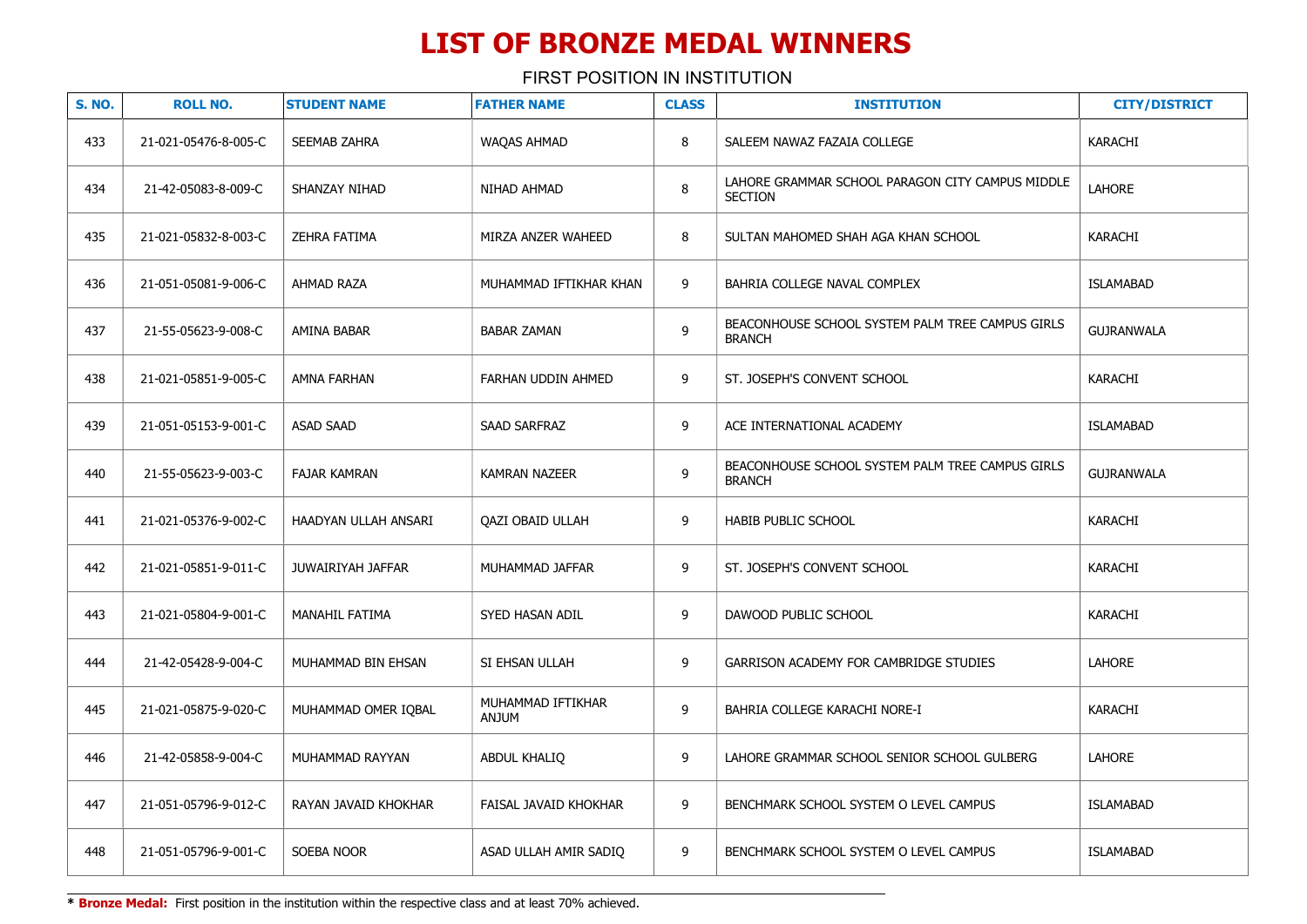# LIST OF BRONZE MEDAL WINNERS

FIRST POSITION IN INSTITUTION

| S. NO. | ROLL NO. | STUDENT NAME | FATHER NAME | CLASS | INSTITUTION | CITY/DISTRICT |
|---|---|---|---|---|---|---|
| 433 | 21-021-05476-8-005-C | SEEMAB ZAHRA | WAQAS AHMAD | 8 | SALEEM NAWAZ FAZAIA COLLEGE | KARACHI |
| 434 | 21-42-05083-8-009-C | SHANZAY NIHAD | NIHAD AHMAD | 8 | LAHORE GRAMMAR SCHOOL PARAGON CITY CAMPUS MIDDLE SECTION | LAHORE |
| 435 | 21-021-05832-8-003-C | ZEHRA FATIMA | MIRZA ANZER WAHEED | 8 | SULTAN MAHOMED SHAH AGA KHAN SCHOOL | KARACHI |
| 436 | 21-051-05081-9-006-C | AHMAD RAZA | MUHAMMAD IFTIKHAR KHAN | 9 | BAHRIA COLLEGE NAVAL COMPLEX | ISLAMABAD |
| 437 | 21-55-05623-9-008-C | AMINA BABAR | BABAR ZAMAN | 9 | BEACONHOUSE SCHOOL SYSTEM PALM TREE CAMPUS GIRLS BRANCH | GUJRANWALA |
| 438 | 21-021-05851-9-005-C | AMNA FARHAN | FARHAN UDDIN AHMED | 9 | ST. JOSEPH'S CONVENT SCHOOL | KARACHI |
| 439 | 21-051-05153-9-001-C | ASAD SAAD | SAAD SARFRAZ | 9 | ACE INTERNATIONAL ACADEMY | ISLAMABAD |
| 440 | 21-55-05623-9-003-C | FAJAR KAMRAN | KAMRAN NAZEER | 9 | BEACONHOUSE SCHOOL SYSTEM PALM TREE CAMPUS GIRLS BRANCH | GUJRANWALA |
| 441 | 21-021-05376-9-002-C | HAADYAN ULLAH ANSARI | QAZI OBAID ULLAH | 9 | HABIB PUBLIC SCHOOL | KARACHI |
| 442 | 21-021-05851-9-011-C | JUWAIRIYAH JAFFAR | MUHAMMAD JAFFAR | 9 | ST. JOSEPH'S CONVENT SCHOOL | KARACHI |
| 443 | 21-021-05804-9-001-C | MANAHIL FATIMA | SYED HASAN ADIL | 9 | DAWOOD PUBLIC SCHOOL | KARACHI |
| 444 | 21-42-05428-9-004-C | MUHAMMAD BIN EHSAN | SI EHSAN ULLAH | 9 | GARRISON ACADEMY FOR CAMBRIDGE STUDIES | LAHORE |
| 445 | 21-021-05875-9-020-C | MUHAMMAD OMER IQBAL | MUHAMMAD IFTIKHAR ANJUM | 9 | BAHRIA COLLEGE KARACHI NORE-I | KARACHI |
| 446 | 21-42-05858-9-004-C | MUHAMMAD RAYYAN | ABDUL KHALIQ | 9 | LAHORE GRAMMAR SCHOOL SENIOR SCHOOL GULBERG | LAHORE |
| 447 | 21-051-05796-9-012-C | RAYAN JAVAID KHOKHAR | FAISAL JAVAID KHOKHAR | 9 | BENCHMARK SCHOOL SYSTEM O LEVEL CAMPUS | ISLAMABAD |
| 448 | 21-051-05796-9-001-C | SOEBA NOOR | ASAD ULLAH AMIR SADIQ | 9 | BENCHMARK SCHOOL SYSTEM O LEVEL CAMPUS | ISLAMABAD |

* **Bronze Medal:** First position in the institution within the respective class and at least 70% achieved.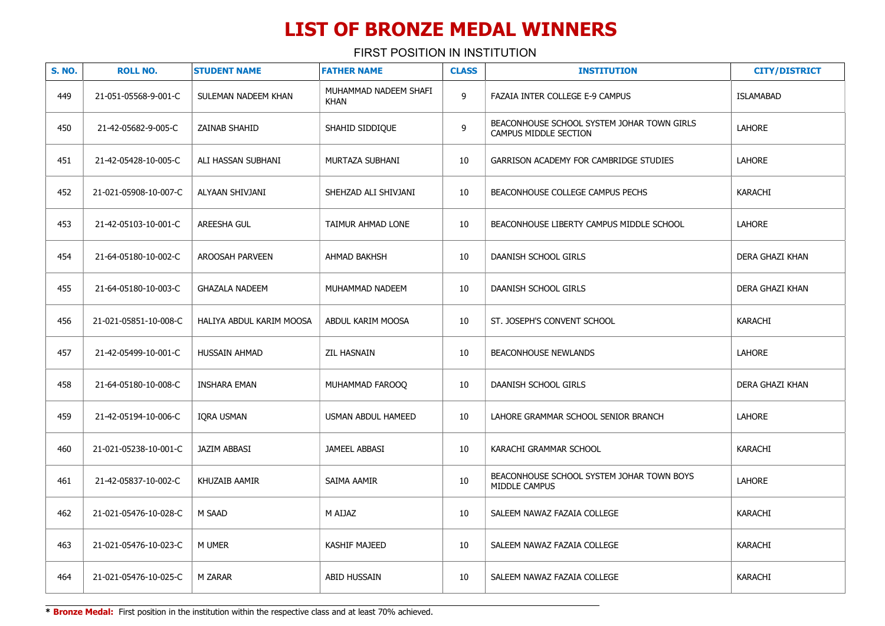# LIST OF BRONZE MEDAL WINNERS

FIRST POSITION IN INSTITUTION

| S. NO. | ROLL NO. | STUDENT NAME | FATHER NAME | CLASS | INSTITUTION | CITY/DISTRICT |
|---|---|---|---|---|---|---|
| 449 | 21-051-05568-9-001-C | SULEMAN NADEEM KHAN | MUHAMMAD NADEEM SHAFI KHAN | 9 | FAZAIA INTER COLLEGE E-9 CAMPUS | ISLAMABAD |
| 450 | 21-42-05682-9-005-C | ZAINAB SHAHID | SHAHID SIDDIQUE | 9 | BEACONHOUSE SCHOOL SYSTEM JOHAR TOWN GIRLS CAMPUS MIDDLE SECTION | LAHORE |
| 451 | 21-42-05428-10-005-C | ALI HASSAN SUBHANI | MURTAZA SUBHANI | 10 | GARRISON ACADEMY FOR CAMBRIDGE STUDIES | LAHORE |
| 452 | 21-021-05908-10-007-C | ALYAAN SHIVJANI | SHEHZAD ALI SHIVJANI | 10 | BEACONHOUSE COLLEGE CAMPUS PECHS | KARACHI |
| 453 | 21-42-05103-10-001-C | AREESHA GUL | TAIMUR AHMAD LONE | 10 | BEACONHOUSE LIBERTY CAMPUS MIDDLE SCHOOL | LAHORE |
| 454 | 21-64-05180-10-002-C | AROOSAH PARVEEN | AHMAD BAKHSH | 10 | DAANISH SCHOOL GIRLS | DERA GHAZI KHAN |
| 455 | 21-64-05180-10-003-C | GHAZALA NADEEM | MUHAMMAD NADEEM | 10 | DAANISH SCHOOL GIRLS | DERA GHAZI KHAN |
| 456 | 21-021-05851-10-008-C | HALIYA ABDUL KARIM MOOSA | ABDUL KARIM MOOSA | 10 | ST. JOSEPH'S CONVENT SCHOOL | KARACHI |
| 457 | 21-42-05499-10-001-C | HUSSAIN AHMAD | ZIL HASNAIN | 10 | BEACONHOUSE NEWLANDS | LAHORE |
| 458 | 21-64-05180-10-008-C | INSHARA EMAN | MUHAMMAD FAROOQ | 10 | DAANISH SCHOOL GIRLS | DERA GHAZI KHAN |
| 459 | 21-42-05194-10-006-C | IQRA USMAN | USMAN ABDUL HAMEED | 10 | LAHORE GRAMMAR SCHOOL SENIOR BRANCH | LAHORE |
| 460 | 21-021-05238-10-001-C | JAZIM ABBASI | JAMEEL ABBASI | 10 | KARACHI GRAMMAR SCHOOL | KARACHI |
| 461 | 21-42-05837-10-002-C | KHUZAIB AAMIR | SAIMA AAMIR | 10 | BEACONHOUSE SCHOOL SYSTEM JOHAR TOWN BOYS MIDDLE CAMPUS | LAHORE |
| 462 | 21-021-05476-10-028-C | M SAAD | M AIJAZ | 10 | SALEEM NAWAZ FAZAIA COLLEGE | KARACHI |
| 463 | 21-021-05476-10-023-C | M UMER | KASHIF MAJEED | 10 | SALEEM NAWAZ FAZAIA COLLEGE | KARACHI |
| 464 | 21-021-05476-10-025-C | M ZARAR | ABID HUSSAIN | 10 | SALEEM NAWAZ FAZAIA COLLEGE | KARACHI |

* **Bronze Medal:** First position in the institution within the respective class and at least 70% achieved.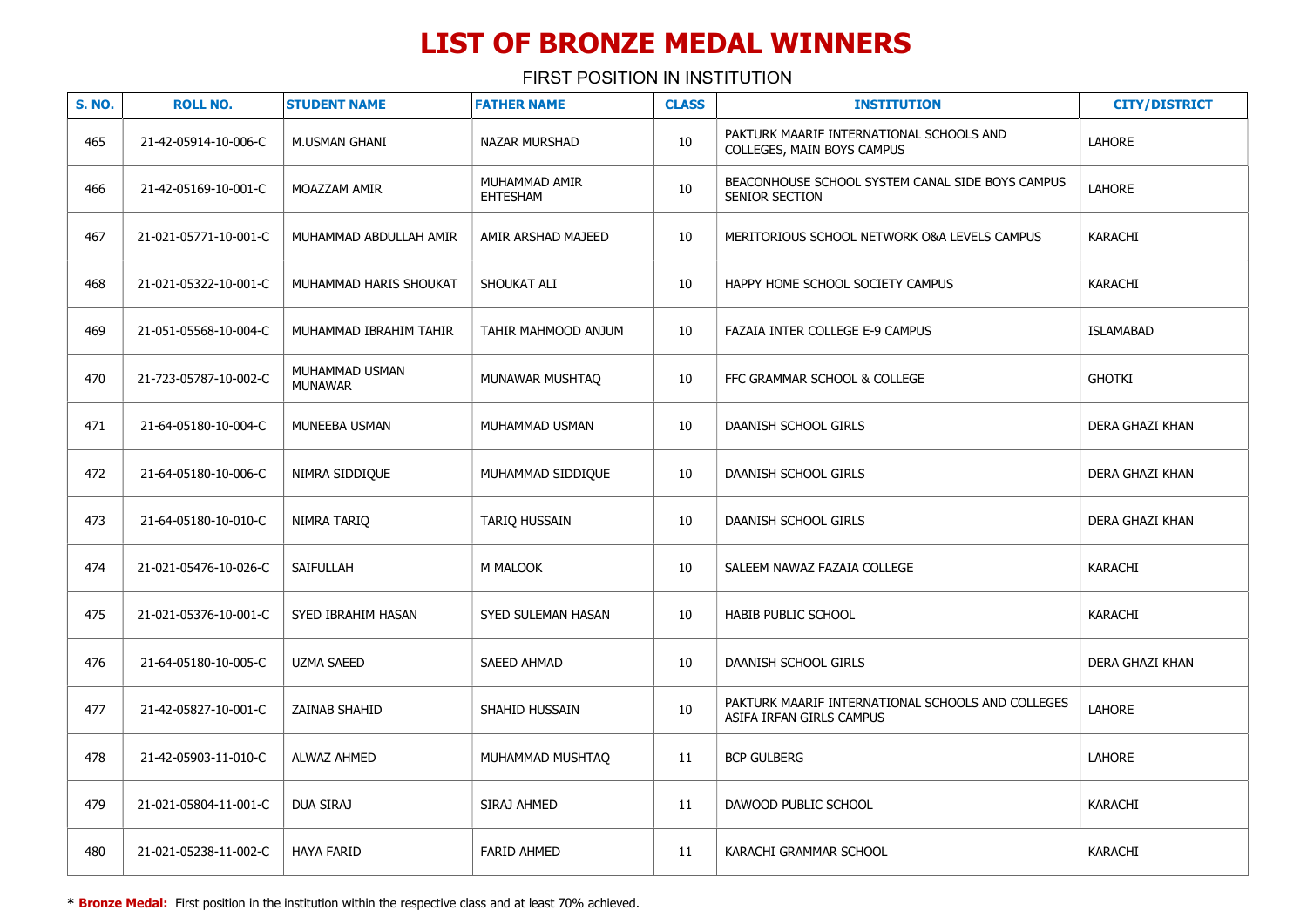# LIST OF BRONZE MEDAL WINNERS

FIRST POSITION IN INSTITUTION

| S. NO. | ROLL NO. | STUDENT NAME | FATHER NAME | CLASS | INSTITUTION | CITY/DISTRICT |
|---|---|---|---|---|---|---|
| 465 | 21-42-05914-10-006-C | M.USMAN GHANI | NAZAR MURSHAD | 10 | PAKTURK MAARIF INTERNATIONAL SCHOOLS AND COLLEGES, MAIN BOYS CAMPUS | LAHORE |
| 466 | 21-42-05169-10-001-C | MOAZZAM AMIR | MUHAMMAD AMIR EHTESHAM | 10 | BEACONHOUSE SCHOOL SYSTEM CANAL SIDE BOYS CAMPUS SENIOR SECTION | LAHORE |
| 467 | 21-021-05771-10-001-C | MUHAMMAD ABDULLAH AMIR | AMIR ARSHAD MAJEED | 10 | MERITORIOUS SCHOOL NETWORK O&A LEVELS CAMPUS | KARACHI |
| 468 | 21-021-05322-10-001-C | MUHAMMAD HARIS SHOUKAT | SHOUKAT ALI | 10 | HAPPY HOME SCHOOL SOCIETY CAMPUS | KARACHI |
| 469 | 21-051-05568-10-004-C | MUHAMMAD IBRAHIM TAHIR | TAHIR MAHMOOD ANJUM | 10 | FAZAIA INTER COLLEGE E-9 CAMPUS | ISLAMABAD |
| 470 | 21-723-05787-10-002-C | MUHAMMAD USMAN MUNAWAR | MUNAWAR MUSHTAQ | 10 | FFC GRAMMAR SCHOOL & COLLEGE | GHOTKI |
| 471 | 21-64-05180-10-004-C | MUNEEBA USMAN | MUHAMMAD USMAN | 10 | DAANISH SCHOOL GIRLS | DERA GHAZI KHAN |
| 472 | 21-64-05180-10-006-C | NIMRA SIDDIQUE | MUHAMMAD SIDDIQUE | 10 | DAANISH SCHOOL GIRLS | DERA GHAZI KHAN |
| 473 | 21-64-05180-10-010-C | NIMRA TARIQ | TARIQ HUSSAIN | 10 | DAANISH SCHOOL GIRLS | DERA GHAZI KHAN |
| 474 | 21-021-05476-10-026-C | SAIFULLAH | M MALOOK | 10 | SALEEM NAWAZ FAZAIA COLLEGE | KARACHI |
| 475 | 21-021-05376-10-001-C | SYED IBRAHIM HASAN | SYED SULEMAN HASAN | 10 | HABIB PUBLIC SCHOOL | KARACHI |
| 476 | 21-64-05180-10-005-C | UZMA SAEED | SAEED AHMAD | 10 | DAANISH SCHOOL GIRLS | DERA GHAZI KHAN |
| 477 | 21-42-05827-10-001-C | ZAINAB SHAHID | SHAHID HUSSAIN | 10 | PAKTURK MAARIF INTERNATIONAL SCHOOLS AND COLLEGES ASIFA IRFAN GIRLS CAMPUS | LAHORE |
| 478 | 21-42-05903-11-010-C | ALWAZ AHMED | MUHAMMAD MUSHTAQ | 11 | BCP GULBERG | LAHORE |
| 479 | 21-021-05804-11-001-C | DUA SIRAJ | SIRAJ AHMED | 11 | DAWOOD PUBLIC SCHOOL | KARACHI |
| 480 | 21-021-05238-11-002-C | HAYA FARID | FARID AHMED | 11 | KARACHI GRAMMAR SCHOOL | KARACHI |

* **Bronze Medal:** First position in the institution within the respective class and at least 70% achieved.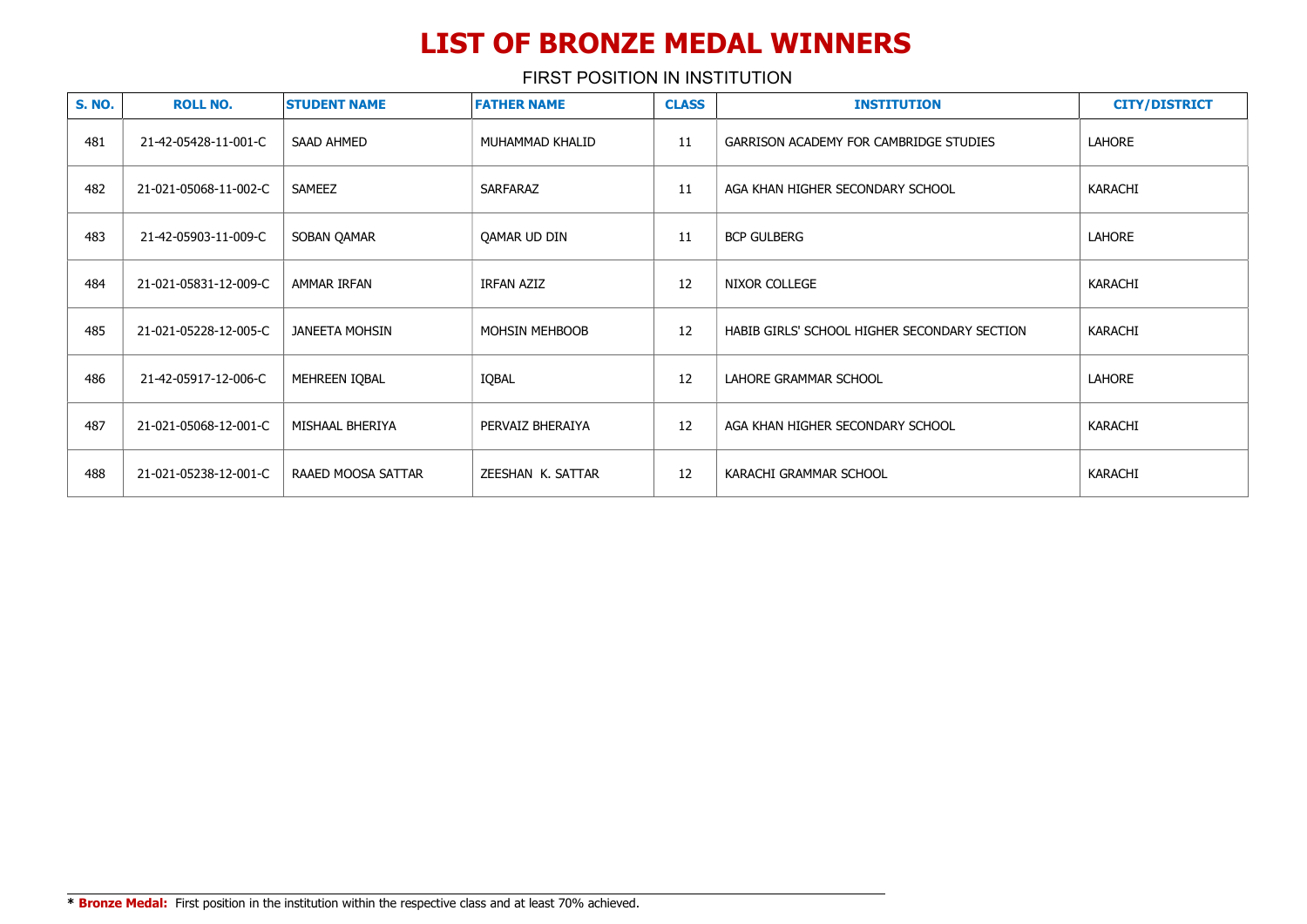# LIST OF BRONZE MEDAL WINNERS

FIRST POSITION IN INSTITUTION

| S. NO. | ROLL NO. | STUDENT NAME | FATHER NAME | CLASS | INSTITUTION | CITY/DISTRICT |
|---|---|---|---|---|---|---|
| 481 | 21-42-05428-11-001-C | SAAD AHMED | MUHAMMAD KHALID | 11 | GARRISON ACADEMY FOR CAMBRIDGE STUDIES | LAHORE |
| 482 | 21-021-05068-11-002-C | SAMEEZ | SARFARAZ | 11 | AGA KHAN HIGHER SECONDARY SCHOOL | KARACHI |
| 483 | 21-42-05903-11-009-C | SOBAN QAMAR | QAMAR UD DIN | 11 | BCP GULBERG | LAHORE |
| 484 | 21-021-05831-12-009-C | AMMAR IRFAN | IRFAN AZIZ | 12 | NIXOR COLLEGE | KARACHI |
| 485 | 21-021-05228-12-005-C | JANEETA MOHSIN | MOHSIN MEHBOOB | 12 | HABIB GIRLS' SCHOOL HIGHER SECONDARY SECTION | KARACHI |
| 486 | 21-42-05917-12-006-C | MEHREEN IQBAL | IQBAL | 12 | LAHORE GRAMMAR SCHOOL | LAHORE |
| 487 | 21-021-05068-12-001-C | MISHAAL BHERIYA | PERVAIZ BHERAIYA | 12 | AGA KHAN HIGHER SECONDARY SCHOOL | KARACHI |
| 488 | 21-021-05238-12-001-C | RAAED MOOSA SATTAR | ZEESHAN K. SATTAR | 12 | KARACHI GRAMMAR SCHOOL | KARACHI |

* **Bronze Medal:** First position in the institution within the respective class and at least 70% achieved.